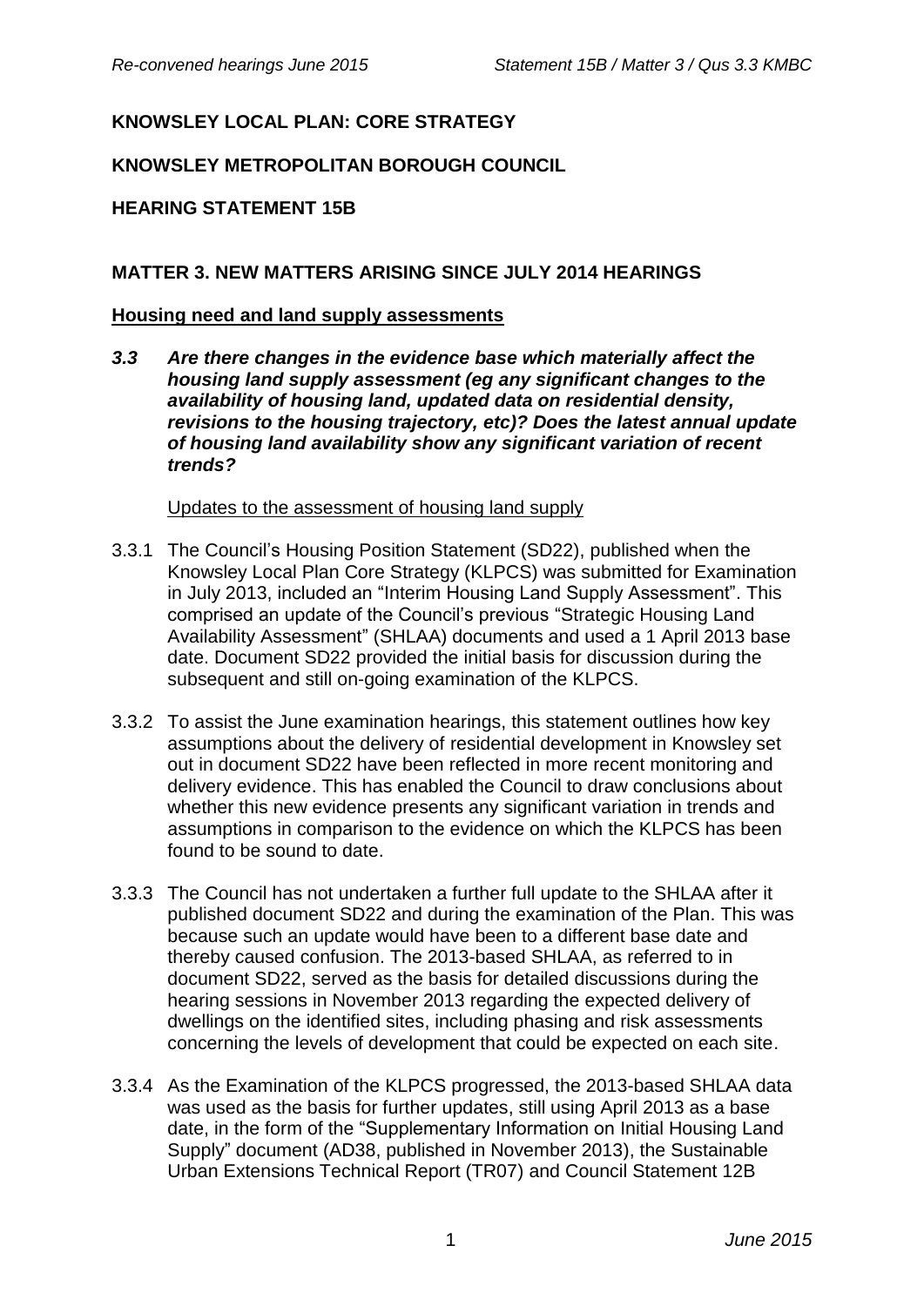**KNOWSLEY LOCAL PLAN: CORE STRATEGY**

**KNOWSLEY METROPOLITAN BOROUGH COUNCIL**

**HEARING STATEMENT 15B**

**MATTER 3. NEW MATTERS ARISING SINCE JULY 2014 HEARINGS**

**Housing need and land supply assessments**

***3.3 Are there changes in the evidence base which materially affect the housing land supply assessment (eg any significant changes to the availability of housing land, updated data on residential density, revisions to the housing trajectory, etc)? Does the latest annual update of housing land availability show any significant variation of recent trends?***

Updates to the assessment of housing land supply

3.3.1 The Council's Housing Position Statement (SD22), published when the Knowsley Local Plan Core Strategy (KLPCS) was submitted for Examination in July 2013, included an "Interim Housing Land Supply Assessment". This comprised an update of the Council's previous "Strategic Housing Land Availability Assessment" (SHLAA) documents and used a 1 April 2013 base date. Document SD22 provided the initial basis for discussion during the subsequent and still on-going examination of the KLPCS.

3.3.2 To assist the June examination hearings, this statement outlines how key assumptions about the delivery of residential development in Knowsley set out in document SD22 have been reflected in more recent monitoring and delivery evidence. This has enabled the Council to draw conclusions about whether this new evidence presents any significant variation in trends and assumptions in comparison to the evidence on which the KLPCS has been found to be sound to date.

3.3.3 The Council has not undertaken a further full update to the SHLAA after it published document SD22 and during the examination of the Plan. This was because such an update would have been to a different base date and thereby caused confusion. The 2013-based SHLAA, as referred to in document SD22, served as the basis for detailed discussions during the hearing sessions in November 2013 regarding the expected delivery of dwellings on the identified sites, including phasing and risk assessments concerning the levels of development that could be expected on each site.

3.3.4 As the Examination of the KLPCS progressed, the 2013-based SHLAA data was used as the basis for further updates, still using April 2013 as a base date, in the form of the "Supplementary Information on Initial Housing Land Supply" document (AD38, published in November 2013), the Sustainable Urban Extensions Technical Report (TR07) and Council Statement 12B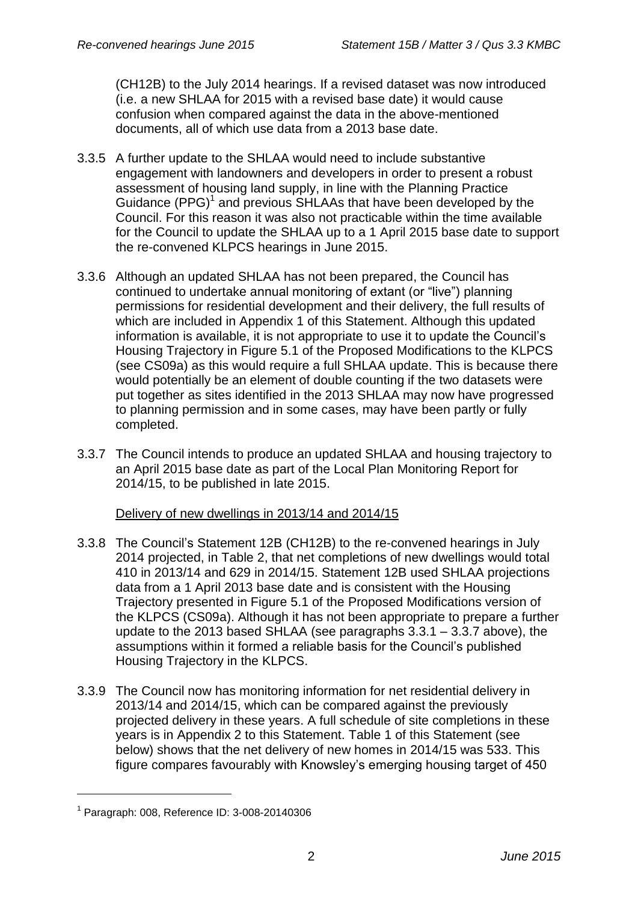(CH12B) to the July 2014 hearings. If a revised dataset was now introduced (i.e. a new SHLAA for 2015 with a revised base date) it would cause confusion when compared against the data in the above-mentioned documents, all of which use data from a 2013 base date.

3.3.5 A further update to the SHLAA would need to include substantive engagement with landowners and developers in order to present a robust assessment of housing land supply, in line with the Planning Practice Guidance (PPG)[1] and previous SHLAAs that have been developed by the Council. For this reason it was also not practicable within the time available for the Council to update the SHLAA up to a 1 April 2015 base date to support the re-convened KLPCS hearings in June 2015.

3.3.6 Although an updated SHLAA has not been prepared, the Council has continued to undertake annual monitoring of extant (or "live") planning permissions for residential development and their delivery, the full results of which are included in Appendix 1 of this Statement. Although this updated information is available, it is not appropriate to use it to update the Council's Housing Trajectory in Figure 5.1 of the Proposed Modifications to the KLPCS (see CS09a) as this would require a full SHLAA update. This is because there would potentially be an element of double counting if the two datasets were put together as sites identified in the 2013 SHLAA may now have progressed to planning permission and in some cases, may have been partly or fully completed.

3.3.7 The Council intends to produce an updated SHLAA and housing trajectory to an April 2015 base date as part of the Local Plan Monitoring Report for 2014/15, to be published in late 2015.

Delivery of new dwellings in 2013/14 and 2014/15

3.3.8 The Council's Statement 12B (CH12B) to the re-convened hearings in July 2014 projected, in Table 2, that net completions of new dwellings would total 410 in 2013/14 and 629 in 2014/15. Statement 12B used SHLAA projections data from a 1 April 2013 base date and is consistent with the Housing Trajectory presented in Figure 5.1 of the Proposed Modifications version of the KLPCS (CS09a). Although it has not been appropriate to prepare a further update to the 2013 based SHLAA (see paragraphs 3.3.1 – 3.3.7 above), the assumptions within it formed a reliable basis for the Council's published Housing Trajectory in the KLPCS.

3.3.9 The Council now has monitoring information for net residential delivery in 2013/14 and 2014/15, which can be compared against the previously projected delivery in these years. A full schedule of site completions in these years is in Appendix 2 to this Statement. Table 1 of this Statement (see below) shows that the net delivery of new homes in 2014/15 was 533. This figure compares favourably with Knowsley's emerging housing target of 450

[1] Paragraph: 008, Reference ID: 3-008-20140306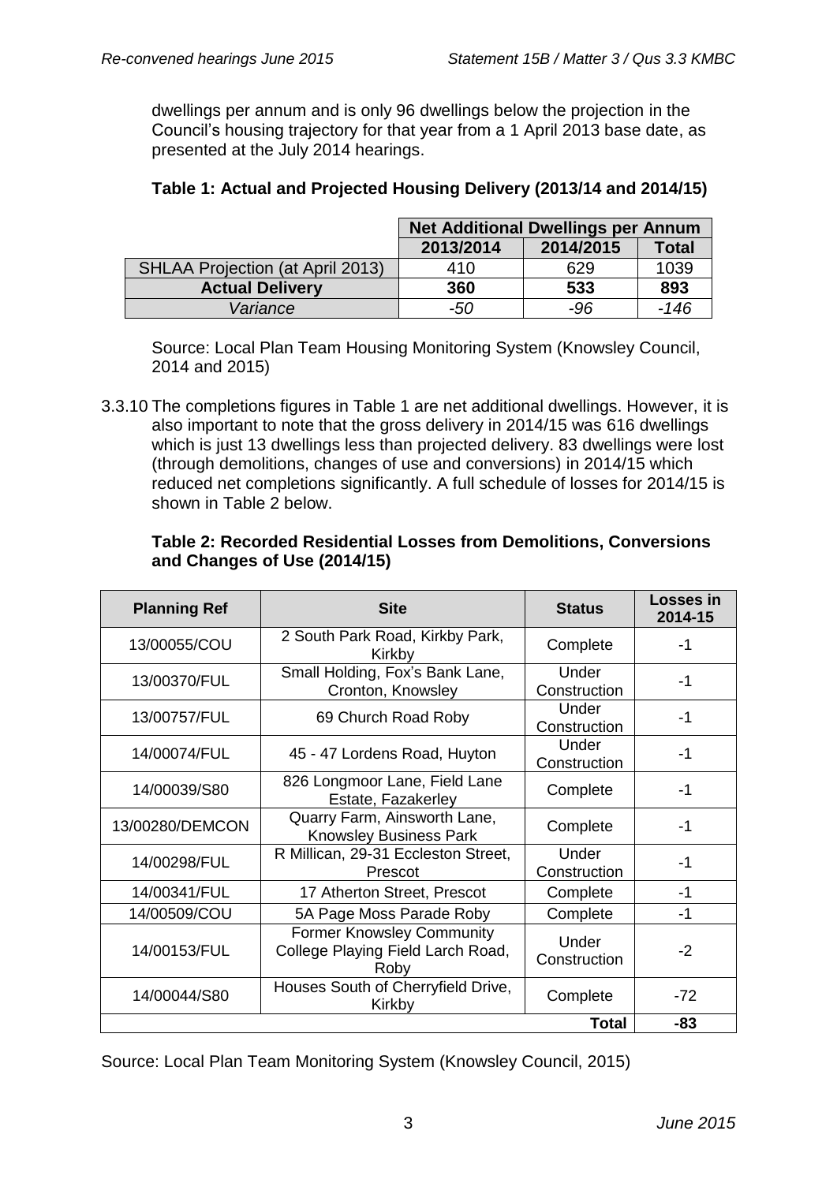dwellings per annum and is only 96 dwellings below the projection in the Council's housing trajectory for that year from a 1 April 2013 base date, as presented at the July 2014 hearings.

**Table 1: Actual and Projected Housing Delivery (2013/14 and 2014/15)**

| | Net Additional Dwellings per Annum | | |
|---|---|---|---|
| | 2013/2014 | 2014/2015 | Total |
| SHLAA Projection (at April 2013) | 410 | 629 | 1039 |
| **Actual Delivery** | **360** | **533** | **893** |
| *Variance* | *-50* | *-96* | *-146* |

Source: Local Plan Team Housing Monitoring System (Knowsley Council, 2014 and 2015)

3.3.10 The completions figures in Table 1 are net additional dwellings. However, it is also important to note that the gross delivery in 2014/15 was 616 dwellings which is just 13 dwellings less than projected delivery. 83 dwellings were lost (through demolitions, changes of use and conversions) in 2014/15 which reduced net completions significantly. A full schedule of losses for 2014/15 is shown in Table 2 below.

**Table 2: Recorded Residential Losses from Demolitions, Conversions and Changes of Use (2014/15)**

| Planning Ref | Site | Status | Losses in 2014-15 |
|---|---|---|---|
| 13/00055/COU | 2 South Park Road, Kirkby Park, Kirkby | Complete | -1 |
| 13/00370/FUL | Small Holding, Fox's Bank Lane, Cronton, Knowsley | Under Construction | -1 |
| 13/00757/FUL | 69 Church Road Roby | Under Construction | -1 |
| 14/00074/FUL | 45 - 47 Lordens Road, Huyton | Under Construction | -1 |
| 14/00039/S80 | 826 Longmoor Lane, Field Lane Estate, Fazakerley | Complete | -1 |
| 13/00280/DEMCON | Quarry Farm, Ainsworth Lane, Knowsley Business Park | Complete | -1 |
| 14/00298/FUL | R Millican, 29-31 Eccleston Street, Prescot | Under Construction | -1 |
| 14/00341/FUL | 17 Atherton Street, Prescot | Complete | -1 |
| 14/00509/COU | 5A Page Moss Parade Roby | Complete | -1 |
| 14/00153/FUL | Former Knowsley Community College Playing Field Larch Road, Roby | Under Construction | -2 |
| 14/00044/S80 | Houses South of Cherryfield Drive, Kirkby | Complete | -72 |
| | | **Total** | **-83** |

Source: Local Plan Team Monitoring System (Knowsley Council, 2015)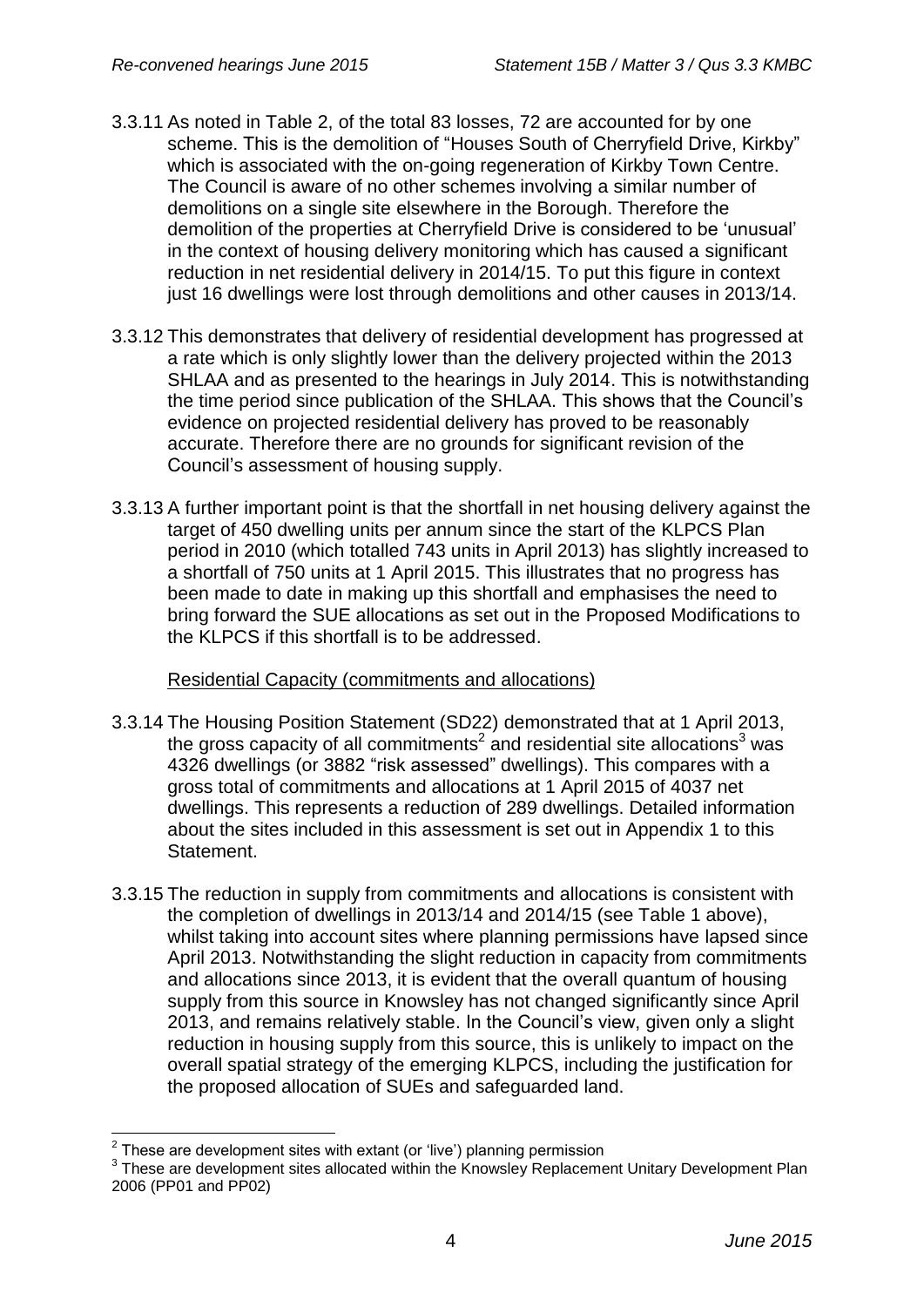3.3.11 As noted in Table 2, of the total 83 losses, 72 are accounted for by one scheme. This is the demolition of "Houses South of Cherryfield Drive, Kirkby" which is associated with the on-going regeneration of Kirkby Town Centre. The Council is aware of no other schemes involving a similar number of demolitions on a single site elsewhere in the Borough. Therefore the demolition of the properties at Cherryfield Drive is considered to be 'unusual' in the context of housing delivery monitoring which has caused a significant reduction in net residential delivery in 2014/15. To put this figure in context just 16 dwellings were lost through demolitions and other causes in 2013/14.

3.3.12 This demonstrates that delivery of residential development has progressed at a rate which is only slightly lower than the delivery projected within the 2013 SHLAA and as presented to the hearings in July 2014. This is notwithstanding the time period since publication of the SHLAA. This shows that the Council's evidence on projected residential delivery has proved to be reasonably accurate. Therefore there are no grounds for significant revision of the Council's assessment of housing supply.

3.3.13 A further important point is that the shortfall in net housing delivery against the target of 450 dwelling units per annum since the start of the KLPCS Plan period in 2010 (which totalled 743 units in April 2013) has slightly increased to a shortfall of 750 units at 1 April 2015. This illustrates that no progress has been made to date in making up this shortfall and emphasises the need to bring forward the SUE allocations as set out in the Proposed Modifications to the KLPCS if this shortfall is to be addressed.

Residential Capacity (commitments and allocations)

3.3.14 The Housing Position Statement (SD22) demonstrated that at 1 April 2013, the gross capacity of all commitments[2] and residential site allocations[3] was 4326 dwellings (or 3882 "risk assessed" dwellings). This compares with a gross total of commitments and allocations at 1 April 2015 of 4037 net dwellings. This represents a reduction of 289 dwellings. Detailed information about the sites included in this assessment is set out in Appendix 1 to this Statement.

3.3.15 The reduction in supply from commitments and allocations is consistent with the completion of dwellings in 2013/14 and 2014/15 (see Table 1 above), whilst taking into account sites where planning permissions have lapsed since April 2013. Notwithstanding the slight reduction in capacity from commitments and allocations since 2013, it is evident that the overall quantum of housing supply from this source in Knowsley has not changed significantly since April 2013, and remains relatively stable. In the Council's view, given only a slight reduction in housing supply from this source, this is unlikely to impact on the overall spatial strategy of the emerging KLPCS, including the justification for the proposed allocation of SUEs and safeguarded land.

[2] These are development sites with extant (or 'live') planning permission

[3] These are development sites allocated within the Knowsley Replacement Unitary Development Plan 2006 (PP01 and PP02)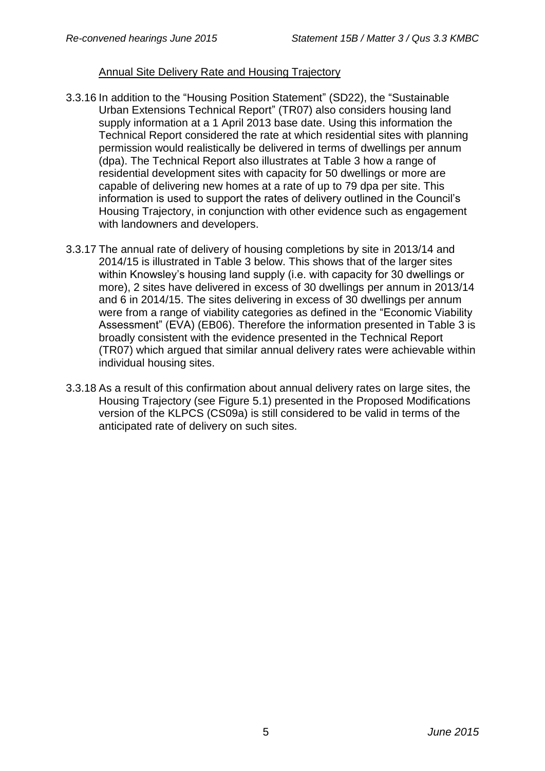<u>Annual Site Delivery Rate and Housing Trajectory</u>

3.3.16 In addition to the "Housing Position Statement" (SD22), the "Sustainable Urban Extensions Technical Report" (TR07) also considers housing land supply information at a 1 April 2013 base date. Using this information the Technical Report considered the rate at which residential sites with planning permission would realistically be delivered in terms of dwellings per annum (dpa). The Technical Report also illustrates at Table 3 how a range of residential development sites with capacity for 50 dwellings or more are capable of delivering new homes at a rate of up to 79 dpa per site. This information is used to support the rates of delivery outlined in the Council's Housing Trajectory, in conjunction with other evidence such as engagement with landowners and developers.

3.3.17 The annual rate of delivery of housing completions by site in 2013/14 and 2014/15 is illustrated in Table 3 below. This shows that of the larger sites within Knowsley's housing land supply (i.e. with capacity for 30 dwellings or more), 2 sites have delivered in excess of 30 dwellings per annum in 2013/14 and 6 in 2014/15. The sites delivering in excess of 30 dwellings per annum were from a range of viability categories as defined in the "Economic Viability Assessment" (EVA) (EB06). Therefore the information presented in Table 3 is broadly consistent with the evidence presented in the Technical Report (TR07) which argued that similar annual delivery rates were achievable within individual housing sites.

3.3.18 As a result of this confirmation about annual delivery rates on large sites, the Housing Trajectory (see Figure 5.1) presented in the Proposed Modifications version of the KLPCS (CS09a) is still considered to be valid in terms of the anticipated rate of delivery on such sites.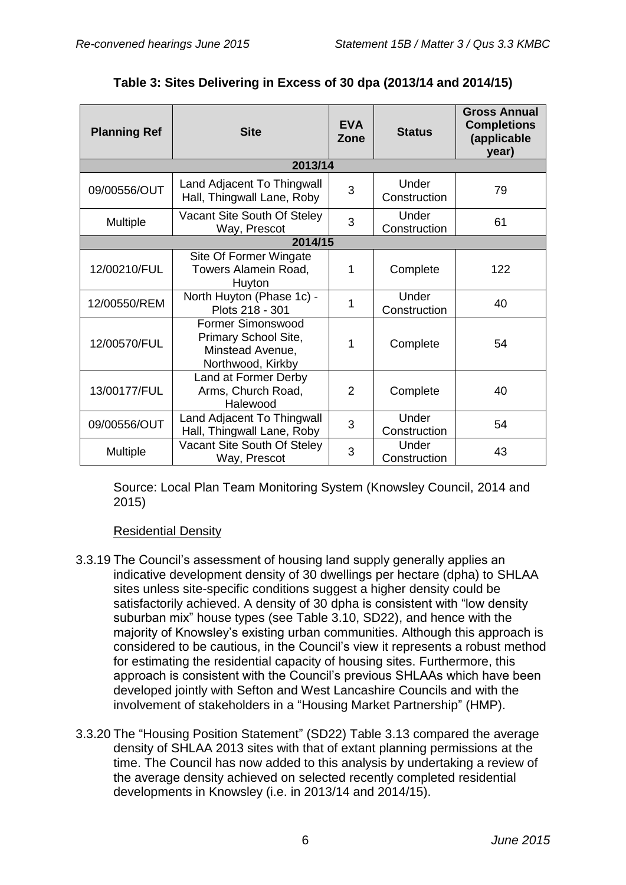**Table 3: Sites Delivering in Excess of 30 dpa (2013/14 and 2014/15)**

| Planning Ref | Site | EVA Zone | Status | Gross Annual Completions (applicable year) |
|---|---|---|---|---|
| **2013/14** | | | | |
| 09/00556/OUT | Land Adjacent To Thingwall Hall, Thingwall Lane, Roby | 3 | Under Construction | 79 |
| Multiple | Vacant Site South Of Steley Way, Prescot | 3 | Under Construction | 61 |
| **2014/15** | | | | |
| 12/00210/FUL | Site Of Former Wingate Towers Alamein Road, Huyton | 1 | Complete | 122 |
| 12/00550/REM | North Huyton (Phase 1c) - Plots 218 - 301 | 1 | Under Construction | 40 |
| 12/00570/FUL | Former Simonswood Primary School Site, Minstead Avenue, Northwood, Kirkby | 1 | Complete | 54 |
| 13/00177/FUL | Land at Former Derby Arms, Church Road, Halewood | 2 | Complete | 40 |
| 09/00556/OUT | Land Adjacent To Thingwall Hall, Thingwall Lane, Roby | 3 | Under Construction | 54 |
| Multiple | Vacant Site South Of Steley Way, Prescot | 3 | Under Construction | 43 |

Source: Local Plan Team Monitoring System (Knowsley Council, 2014 and 2015)

Residential Density

3.3.19 The Council's assessment of housing land supply generally applies an indicative development density of 30 dwellings per hectare (dpha) to SHLAA sites unless site-specific conditions suggest a higher density could be satisfactorily achieved. A density of 30 dpha is consistent with "low density suburban mix" house types (see Table 3.10, SD22), and hence with the majority of Knowsley's existing urban communities. Although this approach is considered to be cautious, in the Council's view it represents a robust method for estimating the residential capacity of housing sites. Furthermore, this approach is consistent with the Council's previous SHLAAs which have been developed jointly with Sefton and West Lancashire Councils and with the involvement of stakeholders in a "Housing Market Partnership" (HMP).

3.3.20 The "Housing Position Statement" (SD22) Table 3.13 compared the average density of SHLAA 2013 sites with that of extant planning permissions at the time. The Council has now added to this analysis by undertaking a review of the average density achieved on selected recently completed residential developments in Knowsley (i.e. in 2013/14 and 2014/15).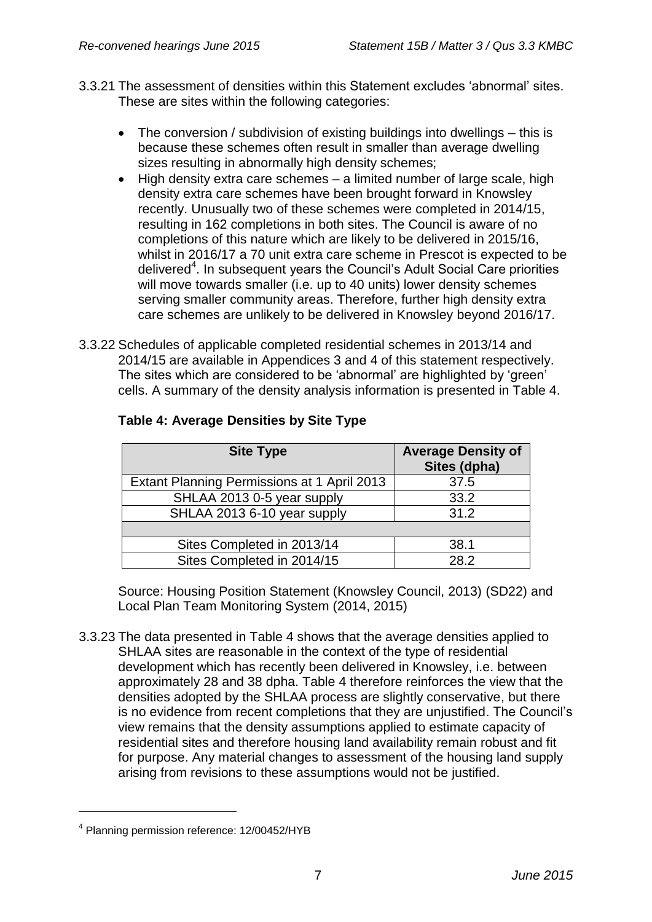3.3.21 The assessment of densities within this Statement excludes 'abnormal' sites. These are sites within the following categories:

- The conversion / subdivision of existing buildings into dwellings – this is because these schemes often result in smaller than average dwelling sizes resulting in abnormally high density schemes;
- High density extra care schemes – a limited number of large scale, high density extra care schemes have been brought forward in Knowsley recently. Unusually two of these schemes were completed in 2014/15, resulting in 162 completions in both sites. The Council is aware of no completions of this nature which are likely to be delivered in 2015/16, whilst in 2016/17 a 70 unit extra care scheme in Prescot is expected to be delivered[4]. In subsequent years the Council's Adult Social Care priorities will move towards smaller (i.e. up to 40 units) lower density schemes serving smaller community areas. Therefore, further high density extra care schemes are unlikely to be delivered in Knowsley beyond 2016/17.

3.3.22 Schedules of applicable completed residential schemes in 2013/14 and 2014/15 are available in Appendices 3 and 4 of this statement respectively. The sites which are considered to be 'abnormal' are highlighted by 'green' cells. A summary of the density analysis information is presented in Table 4.

**Table 4: Average Densities by Site Type**

| Site Type | Average Density of Sites (dpha) |
|---|---|
| Extant Planning Permissions at 1 April 2013 | 37.5 |
| SHLAA 2013 0-5 year supply | 33.2 |
| SHLAA 2013 6-10 year supply | 31.2 |
| | |
| Sites Completed in 2013/14 | 38.1 |
| Sites Completed in 2014/15 | 28.2 |

Source: Housing Position Statement (Knowsley Council, 2013) (SD22) and Local Plan Team Monitoring System (2014, 2015)

3.3.23 The data presented in Table 4 shows that the average densities applied to SHLAA sites are reasonable in the context of the type of residential development which has recently been delivered in Knowsley, i.e. between approximately 28 and 38 dpha. Table 4 therefore reinforces the view that the densities adopted by the SHLAA process are slightly conservative, but there is no evidence from recent completions that they are unjustified. The Council's view remains that the density assumptions applied to estimate capacity of residential sites and therefore housing land availability remain robust and fit for purpose. Any material changes to assessment of the housing land supply arising from revisions to these assumptions would not be justified.

---

[4] Planning permission reference: 12/00452/HYB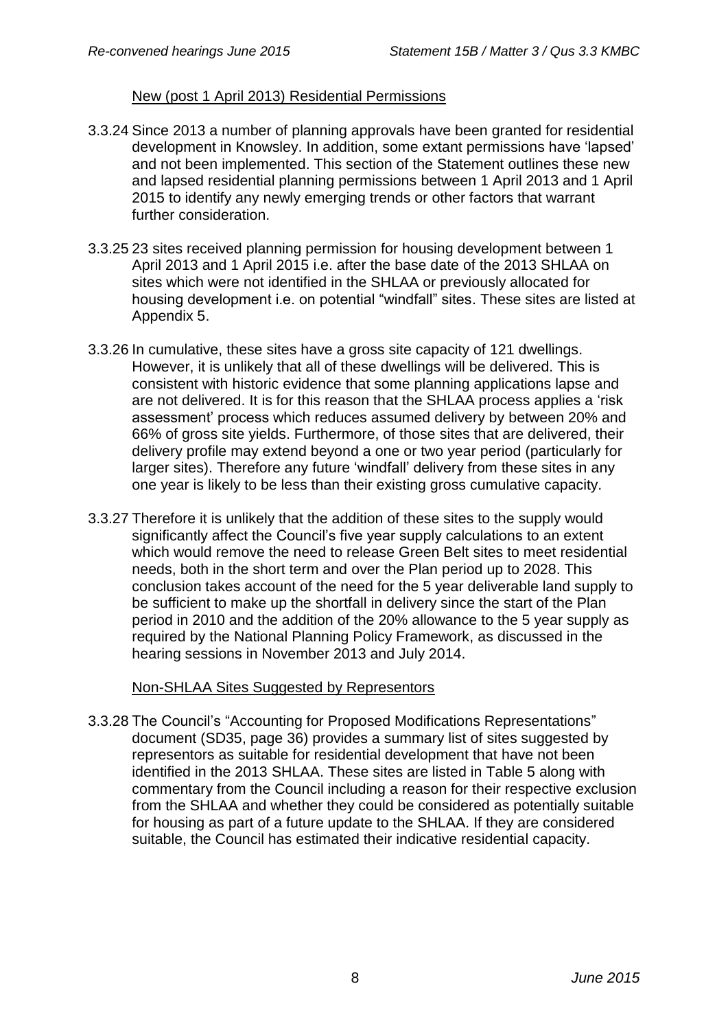New (post 1 April 2013) Residential Permissions

3.3.24 Since 2013 a number of planning approvals have been granted for residential development in Knowsley. In addition, some extant permissions have 'lapsed' and not been implemented. This section of the Statement outlines these new and lapsed residential planning permissions between 1 April 2013 and 1 April 2015 to identify any newly emerging trends or other factors that warrant further consideration.

3.3.25 23 sites received planning permission for housing development between 1 April 2013 and 1 April 2015 i.e. after the base date of the 2013 SHLAA on sites which were not identified in the SHLAA or previously allocated for housing development i.e. on potential "windfall" sites. These sites are listed at Appendix 5.

3.3.26 In cumulative, these sites have a gross site capacity of 121 dwellings. However, it is unlikely that all of these dwellings will be delivered. This is consistent with historic evidence that some planning applications lapse and are not delivered. It is for this reason that the SHLAA process applies a 'risk assessment' process which reduces assumed delivery by between 20% and 66% of gross site yields. Furthermore, of those sites that are delivered, their delivery profile may extend beyond a one or two year period (particularly for larger sites). Therefore any future 'windfall' delivery from these sites in any one year is likely to be less than their existing gross cumulative capacity.

3.3.27 Therefore it is unlikely that the addition of these sites to the supply would significantly affect the Council's five year supply calculations to an extent which would remove the need to release Green Belt sites to meet residential needs, both in the short term and over the Plan period up to 2028. This conclusion takes account of the need for the 5 year deliverable land supply to be sufficient to make up the shortfall in delivery since the start of the Plan period in 2010 and the addition of the 20% allowance to the 5 year supply as required by the National Planning Policy Framework, as discussed in the hearing sessions in November 2013 and July 2014.

Non-SHLAA Sites Suggested by Representors

3.3.28 The Council's "Accounting for Proposed Modifications Representations" document (SD35, page 36) provides a summary list of sites suggested by representors as suitable for residential development that have not been identified in the 2013 SHLAA. These sites are listed in Table 5 along with commentary from the Council including a reason for their respective exclusion from the SHLAA and whether they could be considered as potentially suitable for housing as part of a future update to the SHLAA. If they are considered suitable, the Council has estimated their indicative residential capacity.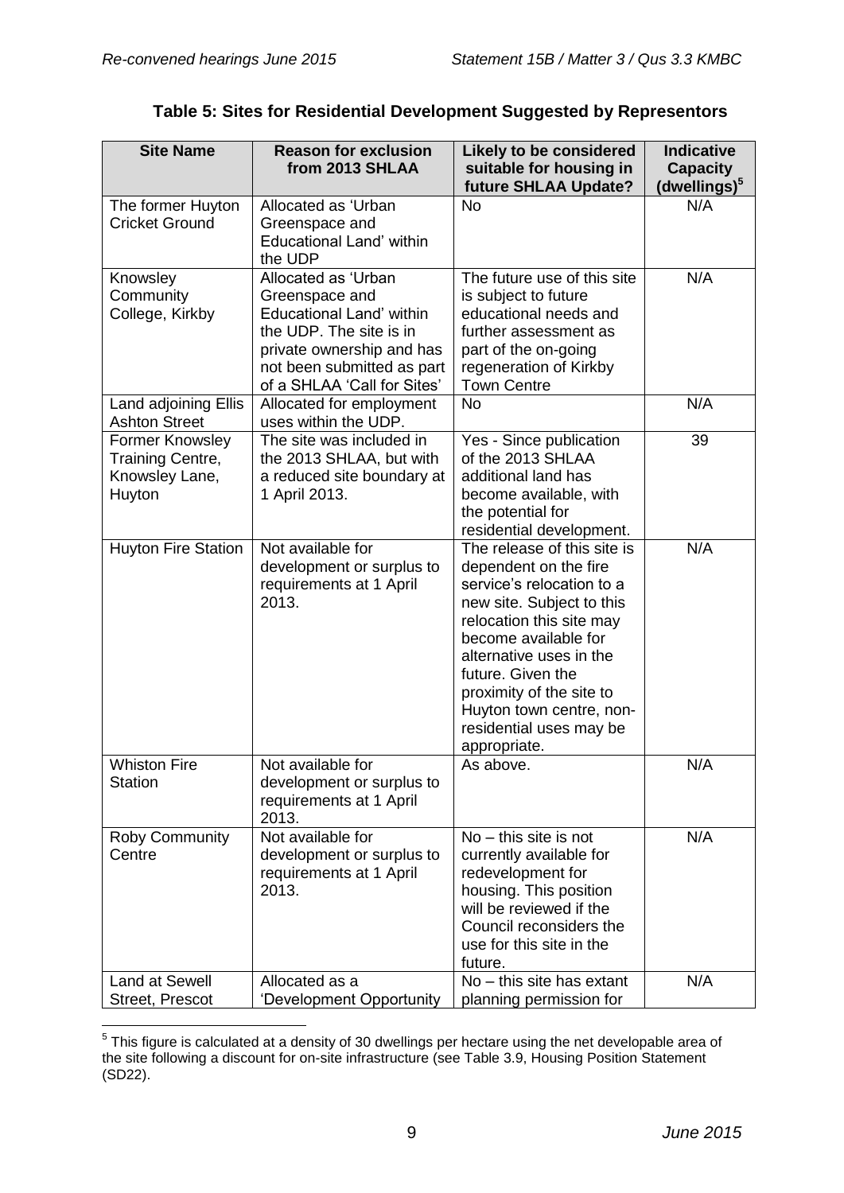**Table 5: Sites for Residential Development Suggested by Representors**

| Site Name | Reason for exclusion from 2013 SHLAA | Likely to be considered suitable for housing in future SHLAA Update? | Indicative Capacity (dwellings)[5] |
|---|---|---|---|
| The former Huyton Cricket Ground | Allocated as 'Urban Greenspace and Educational Land' within the UDP | No | N/A |
| Knowsley Community College, Kirkby | Allocated as 'Urban Greenspace and Educational Land' within the UDP. The site is in private ownership and has not been submitted as part of a SHLAA 'Call for Sites' | The future use of this site is subject to future educational needs and further assessment as part of the on-going regeneration of Kirkby Town Centre | N/A |
| Land adjoining Ellis Ashton Street | Allocated for employment uses within the UDP. | No | N/A |
| Former Knowsley Training Centre, Knowsley Lane, Huyton | The site was included in the 2013 SHLAA, but with a reduced site boundary at 1 April 2013. | Yes - Since publication of the 2013 SHLAA additional land has become available, with the potential for residential development. | 39 |
| Huyton Fire Station | Not available for development or surplus to requirements at 1 April 2013. | The release of this site is dependent on the fire service's relocation to a new site. Subject to this relocation this site may become available for alternative uses in the future. Given the proximity of the site to Huyton town centre, non-residential uses may be appropriate. | N/A |
| Whiston Fire Station | Not available for development or surplus to requirements at 1 April 2013. | As above. | N/A |
| Roby Community Centre | Not available for development or surplus to requirements at 1 April 2013. | No – this site is not currently available for redevelopment for housing. This position will be reviewed if the Council reconsiders the use for this site in the future. | N/A |
| Land at Sewell Street, Prescot | Allocated as a 'Development Opportunity | No – this site has extant planning permission for | N/A |

[5] This figure is calculated at a density of 30 dwellings per hectare using the net developable area of the site following a discount for on-site infrastructure (see Table 3.9, Housing Position Statement (SD22).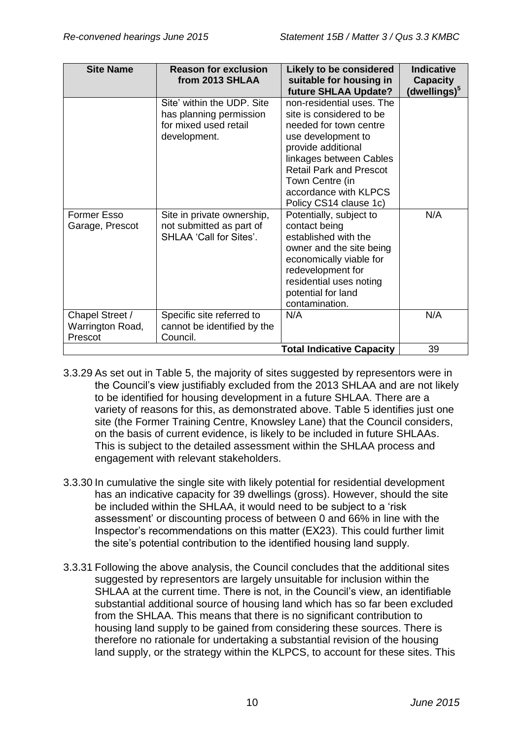| Site Name | Reason for exclusion from 2013 SHLAA | Likely to be considered suitable for housing in future SHLAA Update? | Indicative Capacity (dwellings)[5] |
|---|---|---|---|
| | Site' within the UDP. Site has planning permission for mixed used retail development. | non-residential uses. The site is considered to be needed for town centre use development to provide additional linkages between Cables Retail Park and Prescot Town Centre (in accordance with KLPCS Policy CS14 clause 1c) | |
| Former Esso Garage, Prescot | Site in private ownership, not submitted as part of SHLAA 'Call for Sites'. | Potentially, subject to contact being established with the owner and the site being economically viable for redevelopment for residential uses noting potential for land contamination. | N/A |
| Chapel Street / Warrington Road, Prescot | Specific site referred to cannot be identified by the Council. | N/A | N/A |
| | | **Total Indicative Capacity** | 39 |

3.3.29 As set out in Table 5, the majority of sites suggested by representors were in the Council's view justifiably excluded from the 2013 SHLAA and are not likely to be identified for housing development in a future SHLAA. There are a variety of reasons for this, as demonstrated above. Table 5 identifies just one site (the Former Training Centre, Knowsley Lane) that the Council considers, on the basis of current evidence, is likely to be included in future SHLAAs. This is subject to the detailed assessment within the SHLAA process and engagement with relevant stakeholders.

3.3.30 In cumulative the single site with likely potential for residential development has an indicative capacity for 39 dwellings (gross). However, should the site be included within the SHLAA, it would need to be subject to a 'risk assessment' or discounting process of between 0 and 66% in line with the Inspector's recommendations on this matter (EX23). This could further limit the site's potential contribution to the identified housing land supply.

3.3.31 Following the above analysis, the Council concludes that the additional sites suggested by representors are largely unsuitable for inclusion within the SHLAA at the current time. There is not, in the Council's view, an identifiable substantial additional source of housing land which has so far been excluded from the SHLAA. This means that there is no significant contribution to housing land supply to be gained from considering these sources. There is therefore no rationale for undertaking a substantial revision of the housing land supply, or the strategy within the KLPCS, to account for these sites. This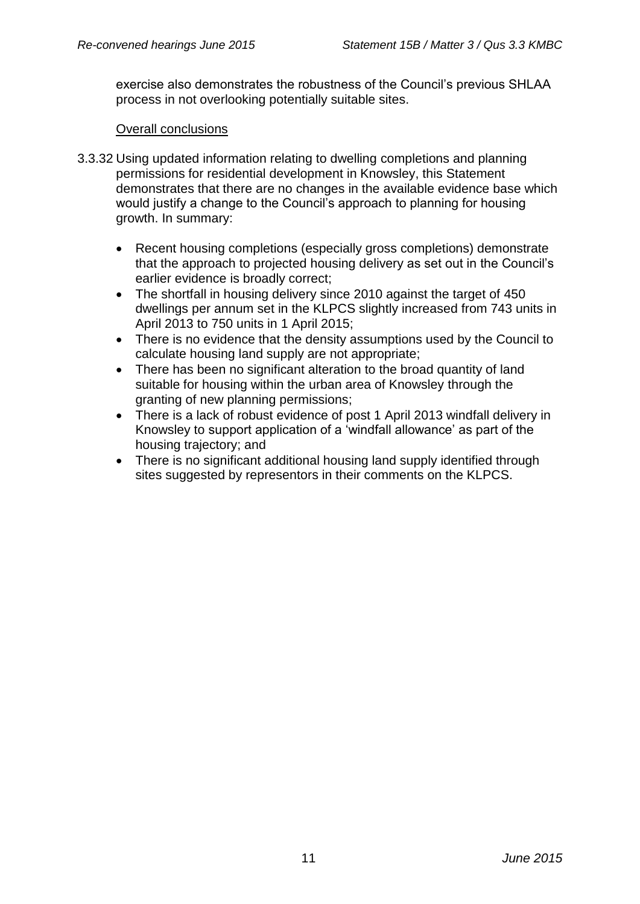exercise also demonstrates the robustness of the Council's previous SHLAA process in not overlooking potentially suitable sites.

Overall conclusions

3.3.32 Using updated information relating to dwelling completions and planning permissions for residential development in Knowsley, this Statement demonstrates that there are no changes in the available evidence base which would justify a change to the Council's approach to planning for housing growth. In summary:

- Recent housing completions (especially gross completions) demonstrate that the approach to projected housing delivery as set out in the Council's earlier evidence is broadly correct;
- The shortfall in housing delivery since 2010 against the target of 450 dwellings per annum set in the KLPCS slightly increased from 743 units in April 2013 to 750 units in 1 April 2015;
- There is no evidence that the density assumptions used by the Council to calculate housing land supply are not appropriate;
- There has been no significant alteration to the broad quantity of land suitable for housing within the urban area of Knowsley through the granting of new planning permissions;
- There is a lack of robust evidence of post 1 April 2013 windfall delivery in Knowsley to support application of a 'windfall allowance' as part of the housing trajectory; and
- There is no significant additional housing land supply identified through sites suggested by representors in their comments on the KLPCS.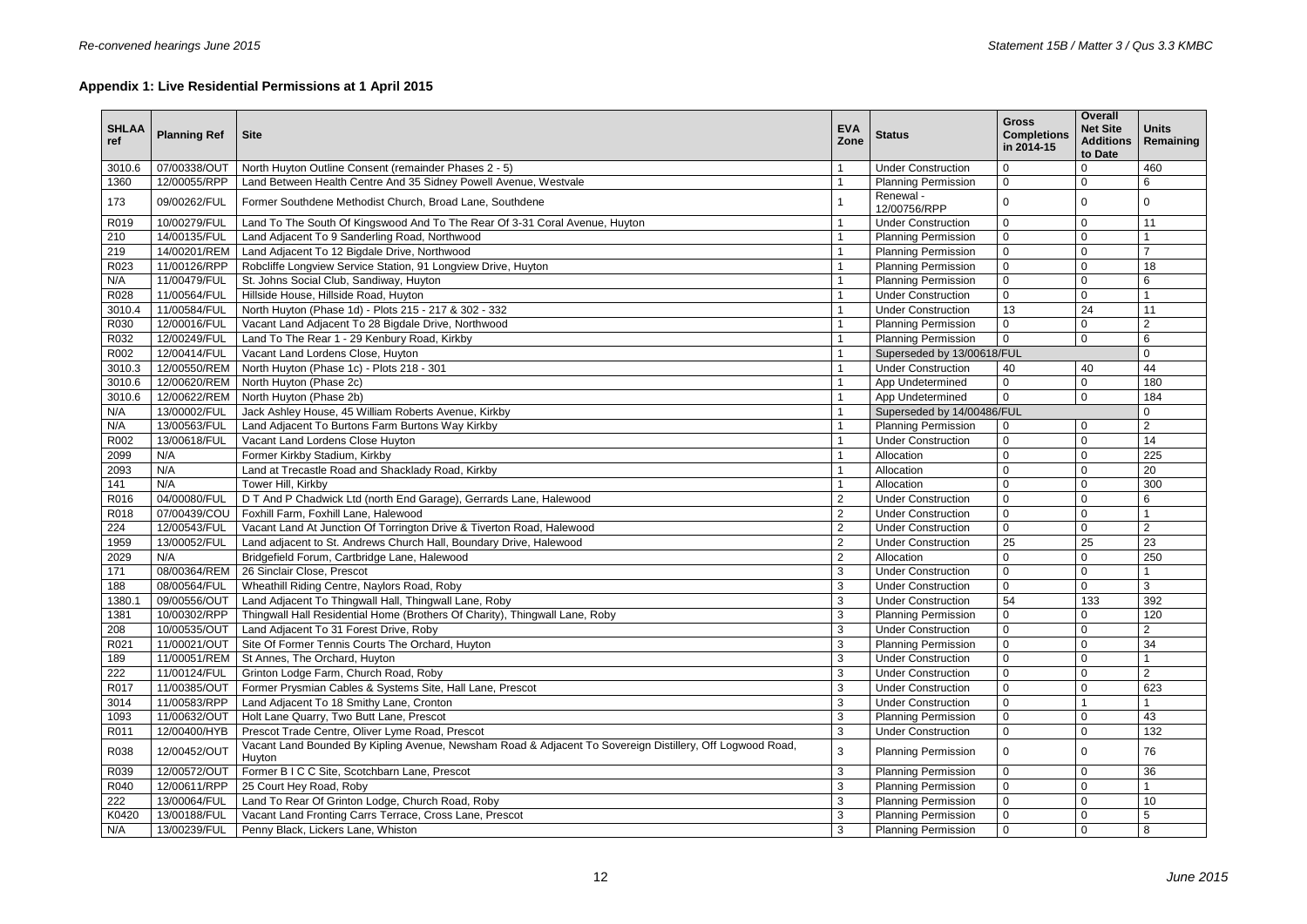## Appendix 1: Live Residential Permissions at 1 April 2015

| SHLAA ref | Planning Ref | Site | EVA Zone | Status | Gross Completions in 2014-15 | Overall Net Site Additions to Date | Units Remaining |
|---|---|---|---|---|---|---|---|
| 3010.6 | 07/00338/OUT | North Huyton Outline Consent (remainder Phases 2 - 5) | 1 | Under Construction | 0 | 0 | 460 |
| 1360 | 12/00055/RPP | Land Between Health Centre And 35 Sidney Powell Avenue, Westvale | 1 | Planning Permission | 0 | 0 | 6 |
| 173 | 09/00262/FUL | Former Southdene Methodist Church, Broad Lane, Southdene | 1 | Renewal - 12/00756/RPP | 0 | 0 | 0 |
| R019 | 10/00279/FUL | Land To The South Of Kingswood And To The Rear Of 3-31 Coral Avenue, Huyton | 1 | Under Construction | 0 | 0 | 11 |
| 210 | 14/00135/FUL | Land Adjacent To 9 Sanderling Road, Northwood | 1 | Planning Permission | 0 | 0 | 1 |
| 219 | 14/00201/REM | Land Adjacent To 12 Bigdale Drive, Northwood | 1 | Planning Permission | 0 | 0 | 7 |
| R023 | 11/00126/RPP | Robcliffe Longview Service Station, 91 Longview Drive, Huyton | 1 | Planning Permission | 0 | 0 | 18 |
| N/A | 11/00479/FUL | St. Johns Social Club, Sandiway, Huyton | 1 | Planning Permission | 0 | 0 | 6 |
| R028 | 11/00564/FUL | Hillside House, Hillside Road, Huyton | 1 | Under Construction | 0 | 0 | 1 |
| 3010.4 | 11/00584/FUL | North Huyton (Phase 1d) - Plots 215 - 217 & 302 - 332 | 1 | Under Construction | 13 | 24 | 11 |
| R030 | 12/00016/FUL | Vacant Land Adjacent To 28 Bigdale Drive, Northwood | 1 | Planning Permission | 0 | 0 | 2 |
| R032 | 12/00249/FUL | Land To The Rear 1 - 29 Kenbury Road, Kirkby | 1 | Planning Permission | 0 | 0 | 6 |
| R002 | 12/00414/FUL | Vacant Land Lordens Close, Huyton | 1 | Superseded by 13/00618/FUL | | | 0 |
| 3010.3 | 12/00550/REM | North Huyton (Phase 1c) - Plots 218 - 301 | 1 | Under Construction | 40 | 40 | 44 |
| 3010.6 | 12/00620/REM | North Huyton (Phase 2c) | 1 | App Undetermined | 0 | 0 | 180 |
| 3010.6 | 12/00622/REM | North Huyton (Phase 2b) | 1 | App Undetermined | 0 | 0 | 184 |
| N/A | 13/00002/FUL | Jack Ashley House, 45 William Roberts Avenue, Kirkby | 1 | Superseded by 14/00486/FUL | | | 0 |
| N/A | 13/00563/FUL | Land Adjacent To Burtons Farm Burtons Way Kirkby | 1 | Planning Permission | 0 | 0 | 2 |
| R002 | 13/00618/FUL | Vacant Land Lordens Close Huyton | 1 | Under Construction | 0 | 0 | 14 |
| 2099 | N/A | Former Kirkby Stadium, Kirkby | 1 | Allocation | 0 | 0 | 225 |
| 2093 | N/A | Land at Trecastle Road and Shacklady Road, Kirkby | 1 | Allocation | 0 | 0 | 20 |
| 141 | N/A | Tower Hill, Kirkby | 1 | Allocation | 0 | 0 | 300 |
| R016 | 04/00080/FUL | D T And P Chadwick Ltd (north End Garage), Gerrards Lane, Halewood | 2 | Under Construction | 0 | 0 | 6 |
| R018 | 07/00439/COU | Foxhill Farm, Foxhill Lane, Halewood | 2 | Under Construction | 0 | 0 | 1 |
| 224 | 12/00543/FUL | Vacant Land At Junction Of Torrington Drive & Tiverton Road, Halewood | 2 | Under Construction | 0 | 0 | 2 |
| 1959 | 13/00052/FUL | Land adjacent to St. Andrews Church Hall, Boundary Drive, Halewood | 2 | Under Construction | 25 | 25 | 23 |
| 2029 | N/A | Bridgefield Forum, Cartbridge Lane, Halewood | 2 | Allocation | 0 | 0 | 250 |
| 171 | 08/00364/REM | 26 Sinclair Close, Prescot | 3 | Under Construction | 0 | 0 | 1 |
| 188 | 08/00564/FUL | Wheathill Riding Centre, Naylors Road, Roby | 3 | Under Construction | 0 | 0 | 3 |
| 1380.1 | 09/00556/OUT | Land Adjacent To Thingwall Hall, Thingwall Lane, Roby | 3 | Under Construction | 54 | 133 | 392 |
| 1381 | 10/00302/RPP | Thingwall Hall Residential Home (Brothers Of Charity), Thingwall Lane, Roby | 3 | Planning Permission | 0 | 0 | 120 |
| 208 | 10/00535/OUT | Land Adjacent To 31 Forest Drive, Roby | 3 | Under Construction | 0 | 0 | 2 |
| R021 | 11/00021/OUT | Site Of Former Tennis Courts The Orchard, Huyton | 3 | Planning Permission | 0 | 0 | 34 |
| 189 | 11/00051/REM | St Annes, The Orchard, Huyton | 3 | Under Construction | 0 | 0 | 1 |
| 222 | 11/00124/FUL | Grinton Lodge Farm, Church Road, Roby | 3 | Under Construction | 0 | 0 | 2 |
| R017 | 11/00385/OUT | Former Prysmian Cables & Systems Site, Hall Lane, Prescot | 3 | Under Construction | 0 | 0 | 623 |
| 3014 | 11/00583/RPP | Land Adjacent To 18 Smithy Lane, Cronton | 3 | Under Construction | 0 | 1 | 1 |
| 1093 | 11/00632/OUT | Holt Lane Quarry, Two Butt Lane, Prescot | 3 | Planning Permission | 0 | 0 | 43 |
| R011 | 12/00400/HYB | Prescot Trade Centre, Oliver Lyme Road, Prescot | 3 | Under Construction | 0 | 0 | 132 |
| R038 | 12/00452/OUT | Vacant Land Bounded By Kipling Avenue, Newsham Road & Adjacent To Sovereign Distillery, Off Logwood Road, Huyton | 3 | Planning Permission | 0 | 0 | 76 |
| R039 | 12/00572/OUT | Former B I C C Site, Scotchbarn Lane, Prescot | 3 | Planning Permission | 0 | 0 | 36 |
| R040 | 12/00611/RPP | 25 Court Hey Road, Roby | 3 | Planning Permission | 0 | 0 | 1 |
| 222 | 13/00064/FUL | Land To Rear Of Grinton Lodge, Church Road, Roby | 3 | Planning Permission | 0 | 0 | 10 |
| K0420 | 13/00188/FUL | Vacant Land Fronting Carrs Terrace, Cross Lane, Prescot | 3 | Planning Permission | 0 | 0 | 5 |
| N/A | 13/00239/FUL | Penny Black, Lickers Lane, Whiston | 3 | Planning Permission | 0 | 0 | 8 |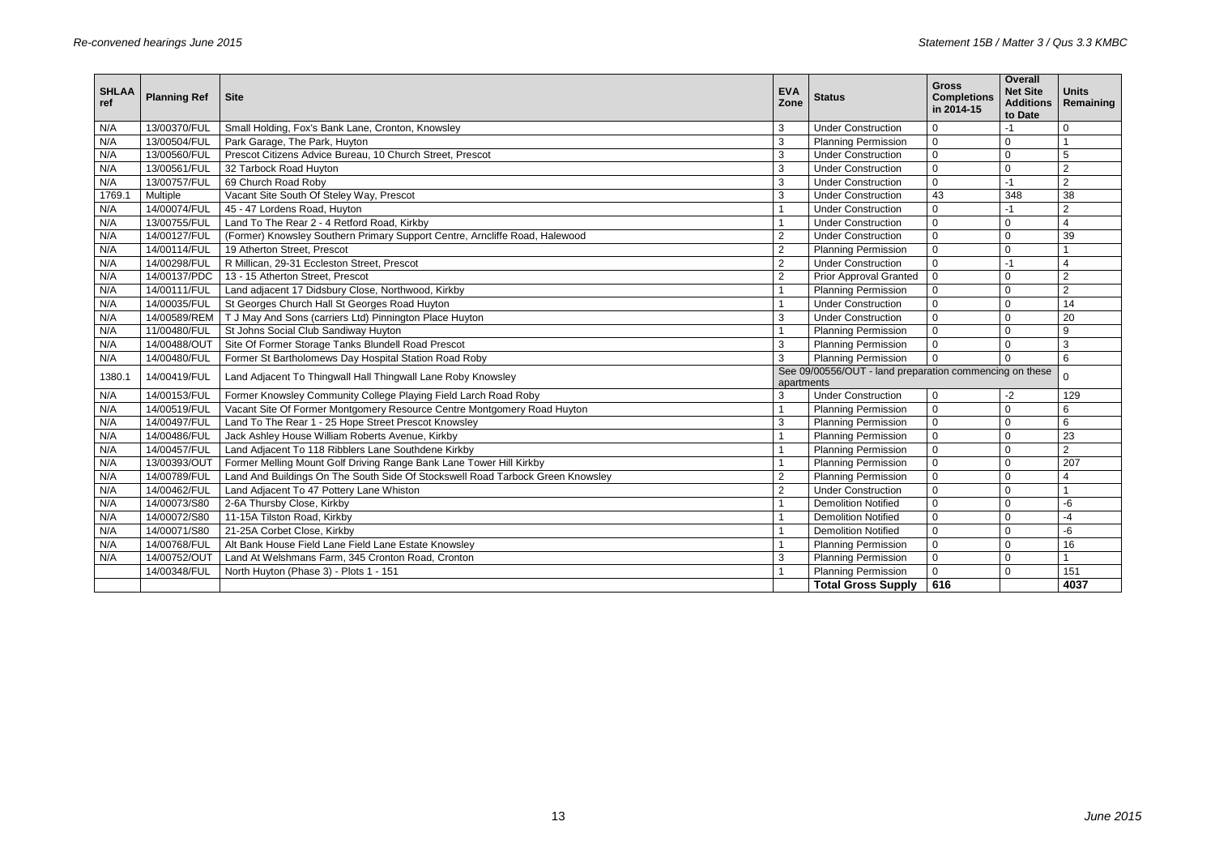| SHLAA ref | Planning Ref | Site | EVA Zone | Status | Gross Completions in 2014-15 | Overall Net Site Additions to Date | Units Remaining |
|---|---|---|---|---|---|---|---|
| N/A | 13/00370/FUL | Small Holding, Fox's Bank Lane, Cronton, Knowsley | 3 | Under Construction | 0 | -1 | 0 |
| N/A | 13/00504/FUL | Park Garage, The Park, Huyton | 3 | Planning Permission | 0 | 0 | 1 |
| N/A | 13/00560/FUL | Prescot Citizens Advice Bureau, 10 Church Street, Prescot | 3 | Under Construction | 0 | 0 | 5 |
| N/A | 13/00561/FUL | 32 Tarbock Road Huyton | 3 | Under Construction | 0 | 0 | 2 |
| N/A | 13/00757/FUL | 69 Church Road Roby | 3 | Under Construction | 0 | -1 | 2 |
| 1769.1 | Multiple | Vacant Site South Of Steley Way, Prescot | 3 | Under Construction | 43 | 348 | 38 |
| N/A | 14/00074/FUL | 45 - 47 Lordens Road, Huyton | 1 | Under Construction | 0 | -1 | 2 |
| N/A | 13/00755/FUL | Land To The Rear 2 - 4 Retford Road, Kirkby | 1 | Under Construction | 0 | 0 | 4 |
| N/A | 14/00127/FUL | (Former) Knowsley Southern Primary Support Centre, Arncliffe Road, Halewood | 2 | Under Construction | 0 | 0 | 39 |
| N/A | 14/00114/FUL | 19 Atherton Street, Prescot | 2 | Planning Permission | 0 | 0 | 1 |
| N/A | 14/00298/FUL | R Millican, 29-31 Eccleston Street, Prescot | 2 | Under Construction | 0 | -1 | 4 |
| N/A | 14/00137/PDC | 13 - 15 Atherton Street, Prescot | 2 | Prior Approval Granted | 0 | 0 | 2 |
| N/A | 14/00111/FUL | Land adjacent 17 Didsbury Close, Northwood, Kirkby | 1 | Planning Permission | 0 | 0 | 2 |
| N/A | 14/00035/FUL | St Georges Church Hall St Georges Road Huyton | 1 | Under Construction | 0 | 0 | 14 |
| N/A | 14/00589/REM | T J May And Sons (carriers Ltd) Pinnington Place Huyton | 3 | Under Construction | 0 | 0 | 20 |
| N/A | 11/00480/FUL | St Johns Social Club Sandiway Huyton | 1 | Planning Permission | 0 | 0 | 9 |
| N/A | 14/00488/OUT | Site Of Former Storage Tanks Blundell Road Prescot | 3 | Planning Permission | 0 | 0 | 3 |
| N/A | 14/00480/FUL | Former St Bartholomews Day Hospital Station Road Roby | 3 | Planning Permission | 0 | 0 | 6 |
| 1380.1 | 14/00419/FUL | Land Adjacent To Thingwall Hall Thingwall Lane Roby Knowsley | See 09/00556/OUT - land preparation commencing on these apartments | | | | 0 |
| N/A | 14/00153/FUL | Former Knowsley Community College Playing Field Larch Road Roby | 3 | Under Construction | 0 | -2 | 129 |
| N/A | 14/00519/FUL | Vacant Site Of Former Montgomery Resource Centre Montgomery Road Huyton | 1 | Planning Permission | 0 | 0 | 6 |
| N/A | 14/00497/FUL | Land To The Rear 1 - 25 Hope Street Prescot Knowsley | 3 | Planning Permission | 0 | 0 | 6 |
| N/A | 14/00486/FUL | Jack Ashley House William Roberts Avenue, Kirkby | 1 | Planning Permission | 0 | 0 | 23 |
| N/A | 14/00457/FUL | Land Adjacent To 118 Ribblers Lane Southdene Kirkby | 1 | Planning Permission | 0 | 0 | 2 |
| N/A | 13/00393/OUT | Former Melling Mount Golf Driving Range Bank Lane Tower Hill Kirkby | 1 | Planning Permission | 0 | 0 | 207 |
| N/A | 14/00789/FUL | Land And Buildings On The South Side Of Stockswell Road Tarbock Green Knowsley | 2 | Planning Permission | 0 | 0 | 4 |
| N/A | 14/00462/FUL | Land Adjacent To 47 Pottery Lane Whiston | 2 | Under Construction | 0 | 0 | 1 |
| N/A | 14/00073/S80 | 2-6A Thursby Close, Kirkby | 1 | Demolition Notified | 0 | 0 | -6 |
| N/A | 14/00072/S80 | 11-15A Tilston Road, Kirkby | 1 | Demolition Notified | 0 | 0 | -4 |
| N/A | 14/00071/S80 | 21-25A Corbet Close, Kirkby | 1 | Demolition Notified | 0 | 0 | -6 |
| N/A | 14/00768/FUL | Alt Bank House Field Lane Field Lane Estate Knowsley | 1 | Planning Permission | 0 | 0 | 16 |
| N/A | 14/00752/OUT | Land At Welshmans Farm, 345 Cronton Road, Cronton | 3 | Planning Permission | 0 | 0 | 1 |
| | 14/00348/FUL | North Huyton (Phase 3) - Plots 1 - 151 | 1 | Planning Permission | 0 | 0 | 151 |
| | | | | **Total Gross Supply** | **616** | | **4037** |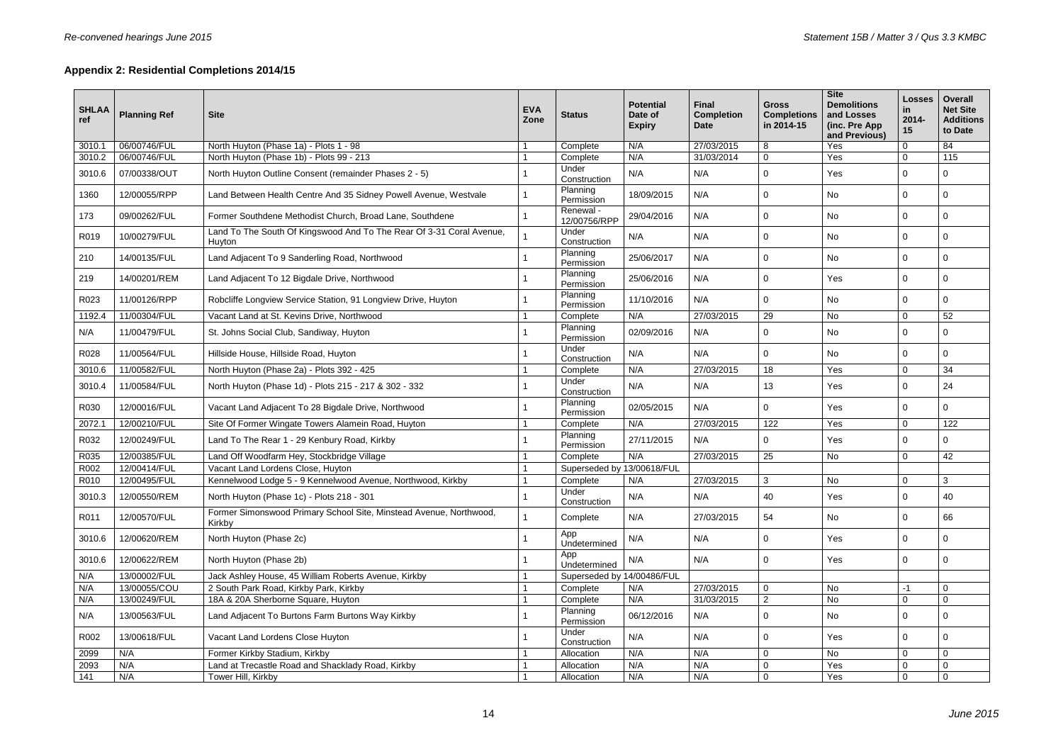## Appendix 2: Residential Completions 2014/15

| SHLAA ref | Planning Ref | Site | EVA Zone | Status | Potential Date of Expiry | Final Completion Date | Gross Completions in 2014-15 | Site Demolitions and Losses (inc. Pre App and Previous) | Losses in 2014-15 | Overall Net Site Additions to Date |
|---|---|---|---|---|---|---|---|---|---|---|
| 3010.1 | 06/00746/FUL | North Huyton (Phase 1a) - Plots 1 - 98 | 1 | Complete | N/A | 27/03/2015 | 8 | Yes | 0 | 84 |
| 3010.2 | 06/00746/FUL | North Huyton (Phase 1b) - Plots 99 - 213 | 1 | Complete | N/A | 31/03/2014 | 0 | Yes | 0 | 115 |
| 3010.6 | 07/00338/OUT | North Huyton Outline Consent (remainder Phases 2 - 5) | 1 | Under Construction | N/A | N/A | 0 | Yes | 0 | 0 |
| 1360 | 12/00055/RPP | Land Between Health Centre And 35 Sidney Powell Avenue, Westvale | 1 | Planning Permission | 18/09/2015 | N/A | 0 | No | 0 | 0 |
| 173 | 09/00262/FUL | Former Southdene Methodist Church, Broad Lane, Southdene | 1 | Renewal - 12/00756/RPP | 29/04/2016 | N/A | 0 | No | 0 | 0 |
| R019 | 10/00279/FUL | Land To The South Of Kingswood And To The Rear Of 3-31 Coral Avenue, Huyton | 1 | Under Construction | N/A | N/A | 0 | No | 0 | 0 |
| 210 | 14/00135/FUL | Land Adjacent To 9 Sanderling Road, Northwood | 1 | Planning Permission | 25/06/2017 | N/A | 0 | No | 0 | 0 |
| 219 | 14/00201/REM | Land Adjacent To 12 Bigdale Drive, Northwood | 1 | Planning Permission | 25/06/2016 | N/A | 0 | Yes | 0 | 0 |
| R023 | 11/00126/RPP | Robcliffe Longview Service Station, 91 Longview Drive, Huyton | 1 | Planning Permission | 11/10/2016 | N/A | 0 | No | 0 | 0 |
| 1192.4 | 11/00304/FUL | Vacant Land at St. Kevins Drive, Northwood | 1 | Complete | N/A | 27/03/2015 | 29 | No | 0 | 52 |
| N/A | 11/00479/FUL | St. Johns Social Club, Sandiway, Huyton | 1 | Planning Permission | 02/09/2016 | N/A | 0 | No | 0 | 0 |
| R028 | 11/00564/FUL | Hillside House, Hillside Road, Huyton | 1 | Under Construction | N/A | N/A | 0 | No | 0 | 0 |
| 3010.6 | 11/00582/FUL | North Huyton (Phase 2a) - Plots 392 - 425 | 1 | Complete | N/A | 27/03/2015 | 18 | Yes | 0 | 34 |
| 3010.4 | 11/00584/FUL | North Huyton (Phase 1d) - Plots 215 - 217 & 302 - 332 | 1 | Under Construction | N/A | N/A | 13 | Yes | 0 | 24 |
| R030 | 12/00016/FUL | Vacant Land Adjacent To 28 Bigdale Drive, Northwood | 1 | Planning Permission | 02/05/2015 | N/A | 0 | Yes | 0 | 0 |
| 2072.1 | 12/00210/FUL | Site Of Former Wingate Towers Alamein Road, Huyton | 1 | Complete | N/A | 27/03/2015 | 122 | Yes | 0 | 122 |
| R032 | 12/00249/FUL | Land To The Rear 1 - 29 Kenbury Road, Kirkby | 1 | Planning Permission | 27/11/2015 | N/A | 0 | Yes | 0 | 0 |
| R035 | 12/00385/FUL | Land Off Woodfarm Hey, Stockbridge Village | 1 | Complete | N/A | 27/03/2015 | 25 | No | 0 | 42 |
| R002 | 12/00414/FUL | Vacant Land Lordens Close, Huyton | 1 | Superseded by 13/00618/FUL | | | | | | |
| R010 | 12/00495/FUL | Kennelwood Lodge 5 - 9 Kennelwood Avenue, Northwood, Kirkby | 1 | Complete | N/A | 27/03/2015 | 3 | No | 0 | 3 |
| 3010.3 | 12/00550/REM | North Huyton (Phase 1c) - Plots 218 - 301 | 1 | Under Construction | N/A | N/A | 40 | Yes | 0 | 40 |
| R011 | 12/00570/FUL | Former Simonswood Primary School Site, Minstead Avenue, Northwood, Kirkby | 1 | Complete | N/A | 27/03/2015 | 54 | No | 0 | 66 |
| 3010.6 | 12/00620/REM | North Huyton (Phase 2c) | 1 | App Undetermined | N/A | N/A | 0 | Yes | 0 | 0 |
| 3010.6 | 12/00622/REM | North Huyton (Phase 2b) | 1 | App Undetermined | N/A | N/A | 0 | Yes | 0 | 0 |
| N/A | 13/00002/FUL | Jack Ashley House, 45 William Roberts Avenue, Kirkby | 1 | Superseded by 14/00486/FUL | | | | | | |
| N/A | 13/00055/COU | 2 South Park Road, Kirkby Park, Kirkby | 1 | Complete | N/A | 27/03/2015 | 0 | No | -1 | 0 |
| N/A | 13/00249/FUL | 18A & 20A Sherborne Square, Huyton | 1 | Complete | N/A | 31/03/2015 | 2 | No | 0 | 0 |
| N/A | 13/00563/FUL | Land Adjacent To Burtons Farm Burtons Way Kirkby | 1 | Planning Permission | 06/12/2016 | N/A | 0 | No | 0 | 0 |
| R002 | 13/00618/FUL | Vacant Land Lordens Close Huyton | 1 | Under Construction | N/A | N/A | 0 | Yes | 0 | 0 |
| 2099 | N/A | Former Kirkby Stadium, Kirkby | 1 | Allocation | N/A | N/A | 0 | No | 0 | 0 |
| 2093 | N/A | Land at Trecastle Road and Shacklady Road, Kirkby | 1 | Allocation | N/A | N/A | 0 | Yes | 0 | 0 |
| 141 | N/A | Tower Hill, Kirkby | 1 | Allocation | N/A | N/A | 0 | Yes | 0 | 0 |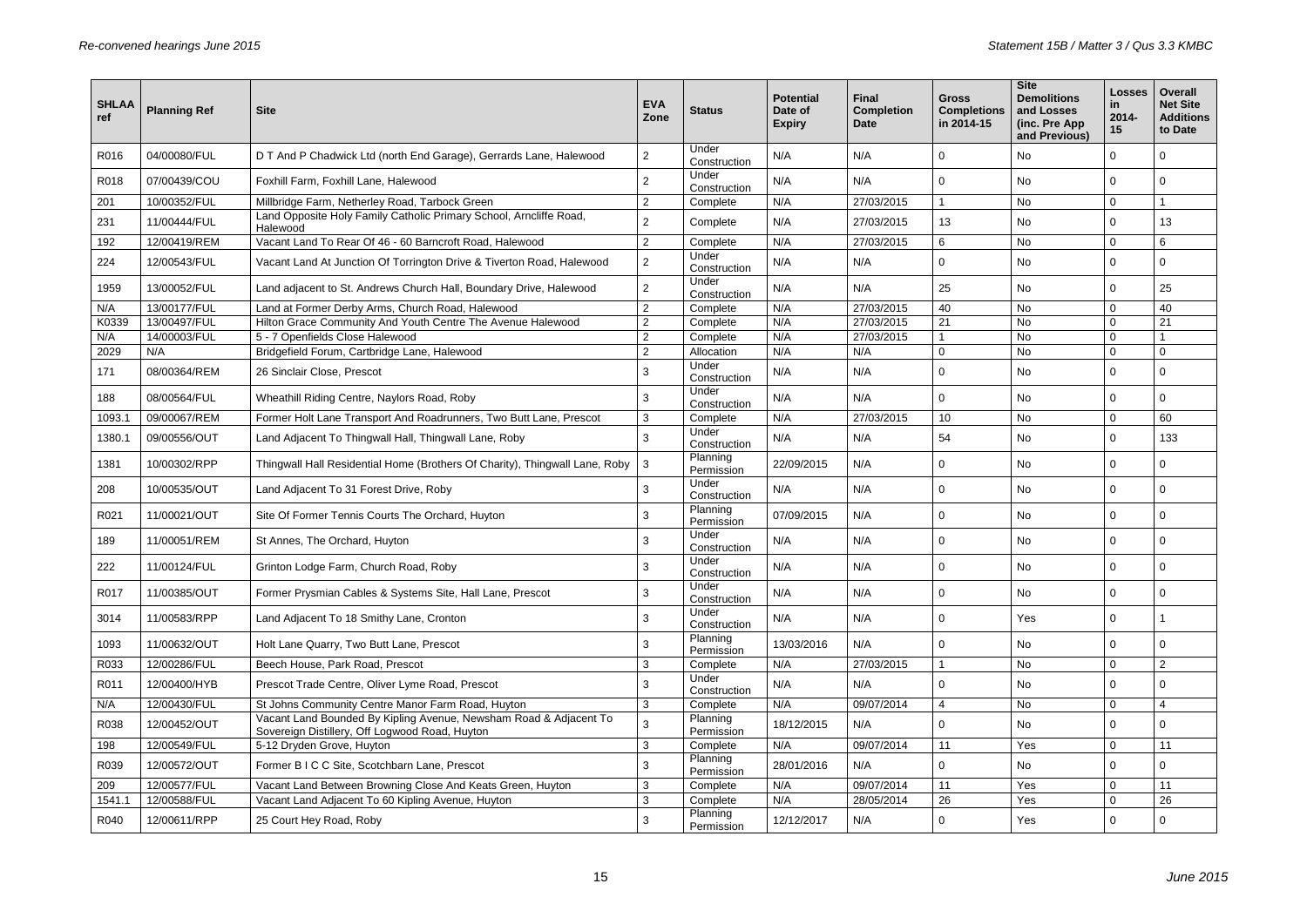| SHLAA ref | Planning Ref | Site | EVA Zone | Status | Potential Date of Expiry | Final Completion Date | Gross Completions in 2014-15 | Site Demolitions and Losses (inc. Pre App and Previous) | Losses in 2014-15 | Overall Net Site Additions to Date |
|---|---|---|---|---|---|---|---|---|---|---|
| R016 | 04/00080/FUL | D T And P Chadwick Ltd (north End Garage), Gerrards Lane, Halewood | 2 | Under Construction | N/A | N/A | 0 | No | 0 | 0 |
| R018 | 07/00439/COU | Foxhill Farm, Foxhill Lane, Halewood | 2 | Under Construction | N/A | N/A | 0 | No | 0 | 0 |
| 201 | 10/00352/FUL | Millbridge Farm, Netherley Road, Tarbock Green | 2 | Complete | N/A | 27/03/2015 | 1 | No | 0 | 1 |
| 231 | 11/00444/FUL | Land Opposite Holy Family Catholic Primary School, Arncliffe Road, Halewood | 2 | Complete | N/A | 27/03/2015 | 13 | No | 0 | 13 |
| 192 | 12/00419/REM | Vacant Land To Rear Of 46 - 60 Barncroft Road, Halewood | 2 | Complete | N/A | 27/03/2015 | 6 | No | 0 | 6 |
| 224 | 12/00543/FUL | Vacant Land At Junction Of Torrington Drive & Tiverton Road, Halewood | 2 | Under Construction | N/A | N/A | 0 | No | 0 | 0 |
| 1959 | 13/00052/FUL | Land adjacent to St. Andrews Church Hall, Boundary Drive, Halewood | 2 | Under Construction | N/A | N/A | 25 | No | 0 | 25 |
| N/A | 13/00177/FUL | Land at Former Derby Arms, Church Road, Halewood | 2 | Complete | N/A | 27/03/2015 | 40 | No | 0 | 40 |
| K0339 | 13/00497/FUL | Hilton Grace Community And Youth Centre The Avenue Halewood | 2 | Complete | N/A | 27/03/2015 | 21 | No | 0 | 21 |
| N/A | 14/00003/FUL | 5 - 7 Openfields Close Halewood | 2 | Complete | N/A | 27/03/2015 | 1 | No | 0 | 1 |
| 2029 | N/A | Bridgefield Forum, Cartbridge Lane, Halewood | 2 | Allocation | N/A | N/A | 0 | No | 0 | 0 |
| 171 | 08/00364/REM | 26 Sinclair Close, Prescot | 3 | Under Construction | N/A | N/A | 0 | No | 0 | 0 |
| 188 | 08/00564/FUL | Wheathill Riding Centre, Naylors Road, Roby | 3 | Under Construction | N/A | N/A | 0 | No | 0 | 0 |
| 1093.1 | 09/00067/REM | Former Holt Lane Transport And Roadrunners, Two Butt Lane, Prescot | 3 | Complete | N/A | 27/03/2015 | 10 | No | 0 | 60 |
| 1380.1 | 09/00556/OUT | Land Adjacent To Thingwall Hall, Thingwall Lane, Roby | 3 | Under Construction | N/A | N/A | 54 | No | 0 | 133 |
| 1381 | 10/00302/RPP | Thingwall Hall Residential Home (Brothers Of Charity), Thingwall Lane, Roby | 3 | Planning Permission | 22/09/2015 | N/A | 0 | No | 0 | 0 |
| 208 | 10/00535/OUT | Land Adjacent To 31 Forest Drive, Roby | 3 | Under Construction | N/A | N/A | 0 | No | 0 | 0 |
| R021 | 11/00021/OUT | Site Of Former Tennis Courts The Orchard, Huyton | 3 | Planning Permission | 07/09/2015 | N/A | 0 | No | 0 | 0 |
| 189 | 11/00051/REM | St Annes, The Orchard, Huyton | 3 | Under Construction | N/A | N/A | 0 | No | 0 | 0 |
| 222 | 11/00124/FUL | Grinton Lodge Farm, Church Road, Roby | 3 | Under Construction | N/A | N/A | 0 | No | 0 | 0 |
| R017 | 11/00385/OUT | Former Prysmian Cables & Systems Site, Hall Lane, Prescot | 3 | Under Construction | N/A | N/A | 0 | No | 0 | 0 |
| 3014 | 11/00583/RPP | Land Adjacent To 18 Smithy Lane, Cronton | 3 | Under Construction | N/A | N/A | 0 | Yes | 0 | 1 |
| 1093 | 11/00632/OUT | Holt Lane Quarry, Two Butt Lane, Prescot | 3 | Planning Permission | 13/03/2016 | N/A | 0 | No | 0 | 0 |
| R033 | 12/00286/FUL | Beech House, Park Road, Prescot | 3 | Complete | N/A | 27/03/2015 | 1 | No | 0 | 2 |
| R011 | 12/00400/HYB | Prescot Trade Centre, Oliver Lyme Road, Prescot | 3 | Under Construction | N/A | N/A | 0 | No | 0 | 0 |
| N/A | 12/00430/FUL | St Johns Community Centre Manor Farm Road, Huyton | 3 | Complete | N/A | 09/07/2014 | 4 | No | 0 | 4 |
| R038 | 12/00452/OUT | Vacant Land Bounded By Kipling Avenue, Newsham Road & Adjacent To Sovereign Distillery, Off Logwood Road, Huyton | 3 | Planning Permission | 18/12/2015 | N/A | 0 | No | 0 | 0 |
| 198 | 12/00549/FUL | 5-12 Dryden Grove, Huyton | 3 | Complete | N/A | 09/07/2014 | 11 | Yes | 0 | 11 |
| R039 | 12/00572/OUT | Former B I C C Site, Scotchbarn Lane, Prescot | 3 | Planning Permission | 28/01/2016 | N/A | 0 | No | 0 | 0 |
| 209 | 12/00577/FUL | Vacant Land Between Browning Close And Keats Green, Huyton | 3 | Complete | N/A | 09/07/2014 | 11 | Yes | 0 | 11 |
| 1541.1 | 12/00588/FUL | Vacant Land Adjacent To 60 Kipling Avenue, Huyton | 3 | Complete | N/A | 28/05/2014 | 26 | Yes | 0 | 26 |
| R040 | 12/00611/RPP | 25 Court Hey Road, Roby | 3 | Planning Permission | 12/12/2017 | N/A | 0 | Yes | 0 | 0 |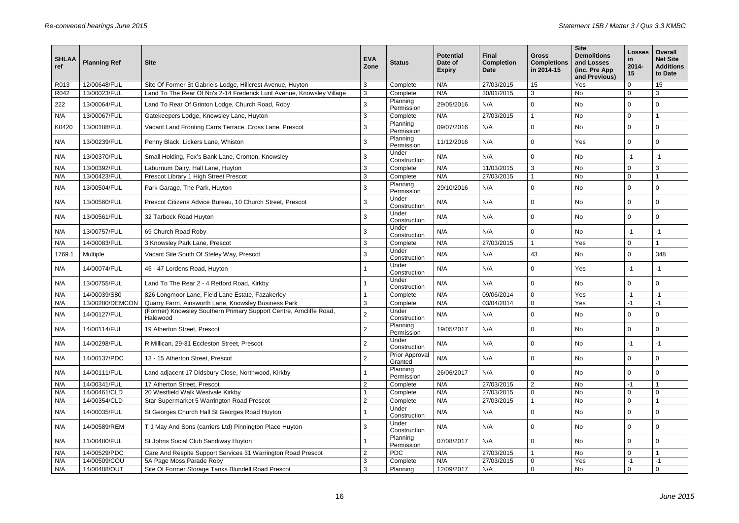| SHLAA ref | Planning Ref | Site | EVA Zone | Status | Potential Date of Expiry | Final Completion Date | Gross Completions in 2014-15 | Site Demolitions and Losses (inc. Pre App and Previous) | Losses in 2014-15 | Overall Net Site Additions to Date |
|---|---|---|---|---|---|---|---|---|---|---|
| R013 | 12/00648/FUL | Site Of Former St Gabriels Lodge, Hillcrest Avenue, Huyton | 3 | Complete | N/A | 27/03/2015 | 15 | Yes | 0 | 15 |
| R042 | 13/00023/FUL | Land To The Rear Of No's 2-14 Frederick Lunt Avenue, Knowsley Village | 3 | Complete | N/A | 30/01/2015 | 3 | No | 0 | 3 |
| 222 | 13/00064/FUL | Land To Rear Of Grinton Lodge, Church Road, Roby | 3 | Planning Permission | 29/05/2016 | N/A | 0 | No | 0 | 0 |
| N/A | 13/00067/FUL | Gatekeepers Lodge, Knowsley Lane, Huyton | 3 | Complete | N/A | 27/03/2015 | 1 | No | 0 | 1 |
| K0420 | 13/00188/FUL | Vacant Land Fronting Carrs Terrace, Cross Lane, Prescot | 3 | Planning Permission | 09/07/2016 | N/A | 0 | No | 0 | 0 |
| N/A | 13/00239/FUL | Penny Black, Lickers Lane, Whiston | 3 | Planning Permission | 11/12/2016 | N/A | 0 | Yes | 0 | 0 |
| N/A | 13/00370/FUL | Small Holding, Fox's Bank Lane, Cronton, Knowsley | 3 | Under Construction | N/A | N/A | 0 | No | -1 | -1 |
| N/A | 13/00392/FUL | Laburnum Dairy, Hall Lane, Huyton | 3 | Complete | N/A | 11/03/2015 | 3 | No | 0 | 3 |
| N/A | 13/00423/FUL | Prescot Library 1 High Street Prescot | 3 | Complete | N/A | 27/03/2015 | 1 | No | 0 | 1 |
| N/A | 13/00504/FUL | Park Garage, The Park, Huyton | 3 | Planning Permission | 29/10/2016 | N/A | 0 | No | 0 | 0 |
| N/A | 13/00560/FUL | Prescot Citizens Advice Bureau, 10 Church Street, Prescot | 3 | Under Construction | N/A | N/A | 0 | No | 0 | 0 |
| N/A | 13/00561/FUL | 32 Tarbock Road Huyton | 3 | Under Construction | N/A | N/A | 0 | No | 0 | 0 |
| N/A | 13/00757/FUL | 69 Church Road Roby | 3 | Under Construction | N/A | N/A | 0 | No | -1 | -1 |
| N/A | 14/00083/FUL | 3 Knowsley Park Lane, Prescot | 3 | Complete | N/A | 27/03/2015 | 1 | Yes | 0 | 1 |
| 1769.1 | Multiple | Vacant Site South Of Steley Way, Prescot | 3 | Under Construction | N/A | N/A | 43 | No | 0 | 348 |
| N/A | 14/00074/FUL | 45 - 47 Lordens Road, Huyton | 1 | Under Construction | N/A | N/A | 0 | Yes | -1 | -1 |
| N/A | 13/00755/FUL | Land To The Rear 2 - 4 Retford Road, Kirkby | 1 | Under Construction | N/A | N/A | 0 | No | 0 | 0 |
| N/A | 14/00039/S80 | 826 Longmoor Lane, Field Lane Estate, Fazakerley | 1 | Complete | N/A | 09/06/2014 | 0 | Yes | -1 | -1 |
| N/A | 13/00280/DEMCON | Quarry Farm, Ainsworth Lane, Knowsley Business Park | 3 | Complete | N/A | 03/04/2014 | 0 | Yes | -1 | -1 |
| N/A | 14/00127/FUL | (Former) Knowsley Southern Primary Support Centre, Arncliffe Road, Halewood | 2 | Under Construction | N/A | N/A | 0 | No | 0 | 0 |
| N/A | 14/00114/FUL | 19 Atherton Street, Prescot | 2 | Planning Permission | 19/05/2017 | N/A | 0 | No | 0 | 0 |
| N/A | 14/00298/FUL | R Millican, 29-31 Eccleston Street, Prescot | 2 | Under Construction | N/A | N/A | 0 | No | -1 | -1 |
| N/A | 14/00137/PDC | 13 - 15 Atherton Street, Prescot | 2 | Prior Approval Granted | N/A | N/A | 0 | No | 0 | 0 |
| N/A | 14/00111/FUL | Land adjacent 17 Didsbury Close, Northwood, Kirkby | 1 | Planning Permission | 26/06/2017 | N/A | 0 | No | 0 | 0 |
| N/A | 14/00341/FUL | 17 Atherton Street, Prescot | 2 | Complete | N/A | 27/03/2015 | 2 | No | -1 | 1 |
| N/A | 14/00461/CLD | 20 Westfield Walk Westvale Kirkby | 1 | Complete | N/A | 27/03/2015 | 0 | No | 0 | 0 |
| N/A | 14/00354/CLD | Star Supermarket 5 Warrington Road Prescot | 2 | Complete | N/A | 27/03/2015 | 1 | No | 0 | 1 |
| N/A | 14/00035/FUL | St Georges Church Hall St Georges Road Huyton | 1 | Under Construction | N/A | N/A | 0 | No | 0 | 0 |
| N/A | 14/00589/REM | T J May And Sons (carriers Ltd) Pinnington Place Huyton | 3 | Under Construction | N/A | N/A | 0 | No | 0 | 0 |
| N/A | 11/00480/FUL | St Johns Social Club Sandiway Huyton | 1 | Planning Permission | 07/08/2017 | N/A | 0 | No | 0 | 0 |
| N/A | 14/00529/PDC | Care And Respite Support Services 31 Warrington Road Prescot | 2 | PDC | N/A | 27/03/2015 | 1 | No | 0 | 1 |
| N/A | 14/00509/COU | 5A Page Moss Parade Roby | 3 | Complete | N/A | 27/03/2015 | 0 | Yes | -1 | -1 |
| N/A | 14/00488/OUT | Site Of Former Storage Tanks Blundell Road Prescot | 3 | Planning | 12/09/2017 | N/A | 0 | No | 0 | 0 |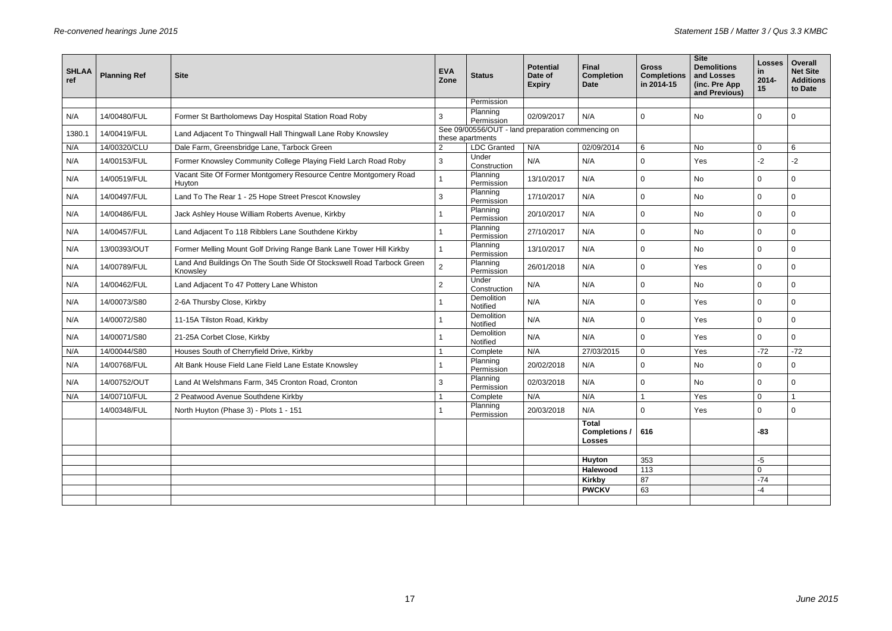| SHLAA ref | Planning Ref | Site | EVA Zone | Status | Potential Date of Expiry | Final Completion Date | Gross Completions in 2014-15 | Site Demolitions and Losses (inc. Pre App and Previous) | Losses in 2014-15 | Overall Net Site Additions to Date |
|---|---|---|---|---|---|---|---|---|---|---|
| | | | | Permission | | | | | | |
| N/A | 14/00480/FUL | Former St Bartholomews Day Hospital Station Road Roby | 3 | Planning Permission | 02/09/2017 | N/A | 0 | No | 0 | 0 |
| 1380.1 | 14/00419/FUL | Land Adjacent To Thingwall Hall Thingwall Lane Roby Knowsley | See 09/00556/OUT - land preparation commencing on these apartments | | | | | | | |
| N/A | 14/00320/CLU | Dale Farm, Greensbridge Lane, Tarbock Green | 2 | LDC Granted | N/A | 02/09/2014 | 6 | No | 0 | 6 |
| N/A | 14/00153/FUL | Former Knowsley Community College Playing Field Larch Road Roby | 3 | Under Construction | N/A | N/A | 0 | Yes | -2 | -2 |
| N/A | 14/00519/FUL | Vacant Site Of Former Montgomery Resource Centre Montgomery Road Huyton | 1 | Planning Permission | 13/10/2017 | N/A | 0 | No | 0 | 0 |
| N/A | 14/00497/FUL | Land To The Rear 1 - 25 Hope Street Prescot Knowsley | 3 | Planning Permission | 17/10/2017 | N/A | 0 | No | 0 | 0 |
| N/A | 14/00486/FUL | Jack Ashley House William Roberts Avenue, Kirkby | 1 | Planning Permission | 20/10/2017 | N/A | 0 | No | 0 | 0 |
| N/A | 14/00457/FUL | Land Adjacent To 118 Ribblers Lane Southdene Kirkby | 1 | Planning Permission | 27/10/2017 | N/A | 0 | No | 0 | 0 |
| N/A | 13/00393/OUT | Former Melling Mount Golf Driving Range Bank Lane Tower Hill Kirkby | 1 | Planning Permission | 13/10/2017 | N/A | 0 | No | 0 | 0 |
| N/A | 14/00789/FUL | Land And Buildings On The South Side Of Stockswell Road Tarbock Green Knowsley | 2 | Planning Permission | 26/01/2018 | N/A | 0 | Yes | 0 | 0 |
| N/A | 14/00462/FUL | Land Adjacent To 47 Pottery Lane Whiston | 2 | Under Construction | N/A | N/A | 0 | No | 0 | 0 |
| N/A | 14/00073/S80 | 2-6A Thursby Close, Kirkby | 1 | Demolition Notified | N/A | N/A | 0 | Yes | 0 | 0 |
| N/A | 14/00072/S80 | 11-15A Tilston Road, Kirkby | 1 | Demolition Notified | N/A | N/A | 0 | Yes | 0 | 0 |
| N/A | 14/00071/S80 | 21-25A Corbet Close, Kirkby | 1 | Demolition Notified | N/A | N/A | 0 | Yes | 0 | 0 |
| N/A | 14/00044/S80 | Houses South of Cherryfield Drive, Kirkby | 1 | Complete | N/A | 27/03/2015 | 0 | Yes | -72 | -72 |
| N/A | 14/00768/FUL | Alt Bank House Field Lane Field Lane Estate Knowsley | 1 | Planning Permission | 20/02/2018 | N/A | 0 | No | 0 | 0 |
| N/A | 14/00752/OUT | Land At Welshmans Farm, 345 Cronton Road, Cronton | 3 | Planning Permission | 02/03/2018 | N/A | 0 | No | 0 | 0 |
| N/A | 14/00710/FUL | 2 Peatwood Avenue Southdene Kirkby | 1 | Complete | N/A | N/A | 1 | Yes | 0 | 1 |
| | 14/00348/FUL | North Huyton (Phase 3) - Plots 1 - 151 | 1 | Planning Permission | 20/03/2018 | N/A | 0 | Yes | 0 | 0 |
| | | | | | | **Total Completions / Losses** | **616** | | **-83** | |
| | | | | | | | | | | |
| | | | | | | **Huyton** | 353 | | -5 | |
| | | | | | | **Halewood** | 113 | | 0 | |
| | | | | | | **Kirkby** | 87 | | -74 | |
| | | | | | | **PWCKV** | 63 | | -4 | |
| | | | | | | | | | | |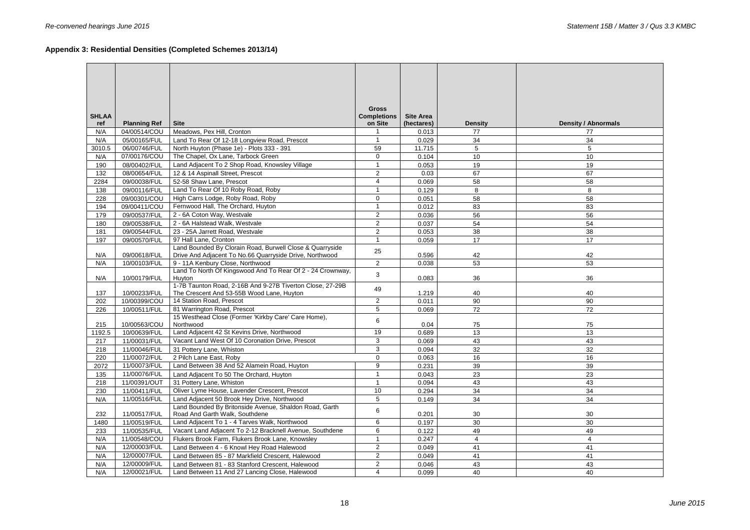## Appendix 3: Residential Densities (Completed Schemes 2013/14)

| SHLAA ref | Planning Ref | Site | Gross Completions on Site | Site Area (hectares) | Density | Density / Abnormals |
|---|---|---|---|---|---|---|
| N/A | 04/00514/COU | Meadows, Pex Hill, Cronton | 1 | 0.013 | 77 | 77 |
| N/A | 05/00165/FUL | Land To Rear Of 12-18 Longview Road, Prescot | 1 | 0.029 | 34 | 34 |
| 3010.5 | 06/00746/FUL | North Huyton (Phase 1e) - Plots 333 - 391 | 59 | 11.715 | 5 | 5 |
| N/A | 07/00176/COU | The Chapel, Ox Lane, Tarbock Green | 0 | 0.104 | 10 | 10 |
| 190 | 08/00402/FUL | Land Adjacent To 2 Shop Road, Knowsley Village | 1 | 0.053 | 19 | 19 |
| 132 | 08/00654/FUL | 12 & 14 Aspinall Street, Prescot | 2 | 0.03 | 67 | 67 |
| 2284 | 09/00038/FUL | 52-58 Shaw Lane, Prescot | 4 | 0.069 | 58 | 58 |
| 138 | 09/00116/FUL | Land To Rear Of 10 Roby Road, Roby | 1 | 0.129 | 8 | 8 |
| 228 | 09/00301/COU | High Carrs Lodge, Roby Road, Roby | 0 | 0.051 | 58 | 58 |
| 194 | 09/00411/COU | Fernwood Hall, The Orchard, Huyton | 1 | 0.012 | 83 | 83 |
| 179 | 09/00537/FUL | 2 - 6A Coton Way, Westvale | 2 | 0.036 | 56 | 56 |
| 180 | 09/00538/FUL | 2 - 6A Halstead Walk, Westvale | 2 | 0.037 | 54 | 54 |
| 181 | 09/00544/FUL | 23 - 25A Jarrett Road, Westvale | 2 | 0.053 | 38 | 38 |
| 197 | 09/00570/FUL | 97 Hall Lane, Cronton | 1 | 0.059 | 17 | 17 |
| N/A | 09/00618/FUL | Land Bounded By Clorain Road, Burwell Close & Quarryside Drive And Adjacent To No.66 Quarryside Drive, Northwood | 25 | 0.596 | 42 | 42 |
| N/A | 10/00103/FUL | 9 - 11A Kenbury Close, Northwood | 2 | 0.038 | 53 | 53 |
| N/A | 10/00179/FUL | Land To North Of Kingswood And To Rear Of 2 - 24 Crownway, Huyton | 3 | 0.083 | 36 | 36 |
| 137 | 10/00233/FUL | 1-7B Taunton Road, 2-16B And 9-27B Tiverton Close, 27-29B The Crescent And 53-55B Wood Lane, Huyton | 49 | 1.219 | 40 | 40 |
| 202 | 10/00399/COU | 14 Station Road, Prescot | 2 | 0.011 | 90 | 90 |
| 226 | 10/00511/FUL | 81 Warrington Road, Prescot | 5 | 0.069 | 72 | 72 |
| 215 | 10/00563/COU | 15 Westhead Close (Former 'Kirkby Care' Care Home), Northwood | 6 | 0.04 | 75 | 75 |
| 1192.5 | 10/00639/FUL | Land Adjacent 42 St Kevins Drive, Northwood | 19 | 0.689 | 13 | 13 |
| 217 | 11/00031/FUL | Vacant Land West Of 10 Coronation Drive, Prescot | 3 | 0.069 | 43 | 43 |
| 218 | 11/00046/FUL | 31 Pottery Lane, Whiston | 3 | 0.094 | 32 | 32 |
| 220 | 11/00072/FUL | 2 Pilch Lane East, Roby | 0 | 0.063 | 16 | 16 |
| 2072 | 11/00073/FUL | Land Between 38 And 52 Alamein Road, Huyton | 9 | 0.231 | 39 | 39 |
| 135 | 11/00076/FUL | Land Adjacent To 50 The Orchard, Huyton | 1 | 0.043 | 23 | 23 |
| 218 | 11/00391/OUT | 31 Pottery Lane, Whiston | 1 | 0.094 | 43 | 43 |
| 230 | 11/00411/FUL | Oliver Lyme House, Lavender Crescent, Prescot | 10 | 0.294 | 34 | 34 |
| N/A | 11/00516/FUL | Land Adjacent 50 Brook Hey Drive, Northwood | 5 | 0.149 | 34 | 34 |
| 232 | 11/00517/FUL | Land Bounded By Britonside Avenue, Shaldon Road, Garth Road And Garth Walk, Southdene | 6 | 0.201 | 30 | 30 |
| 1480 | 11/00519/FUL | Land Adjacent To 1 - 4 Tarves Walk, Northwood | 6 | 0.197 | 30 | 30 |
| 233 | 11/00535/FUL | Vacant Land Adjacent To 2-12 Bracknell Avenue, Southdene | 6 | 0.122 | 49 | 49 |
| N/A | 11/00548/COU | Flukers Brook Farm, Flukers Brook Lane, Knowsley | 1 | 0.247 | 4 | 4 |
| N/A | 12/00003/FUL | Land Between 4 - 6 Knowl Hey Road Halewood | 2 | 0.049 | 41 | 41 |
| N/A | 12/00007/FUL | Land Between 85 - 87 Markfield Crescent, Halewood | 2 | 0.049 | 41 | 41 |
| N/A | 12/00009/FUL | Land Between 81 - 83 Stanford Crescent, Halewood | 2 | 0.046 | 43 | 43 |
| N/A | 12/00021/FUL | Land Between 11 And 27 Lancing Close, Halewood | 4 | 0.099 | 40 | 40 |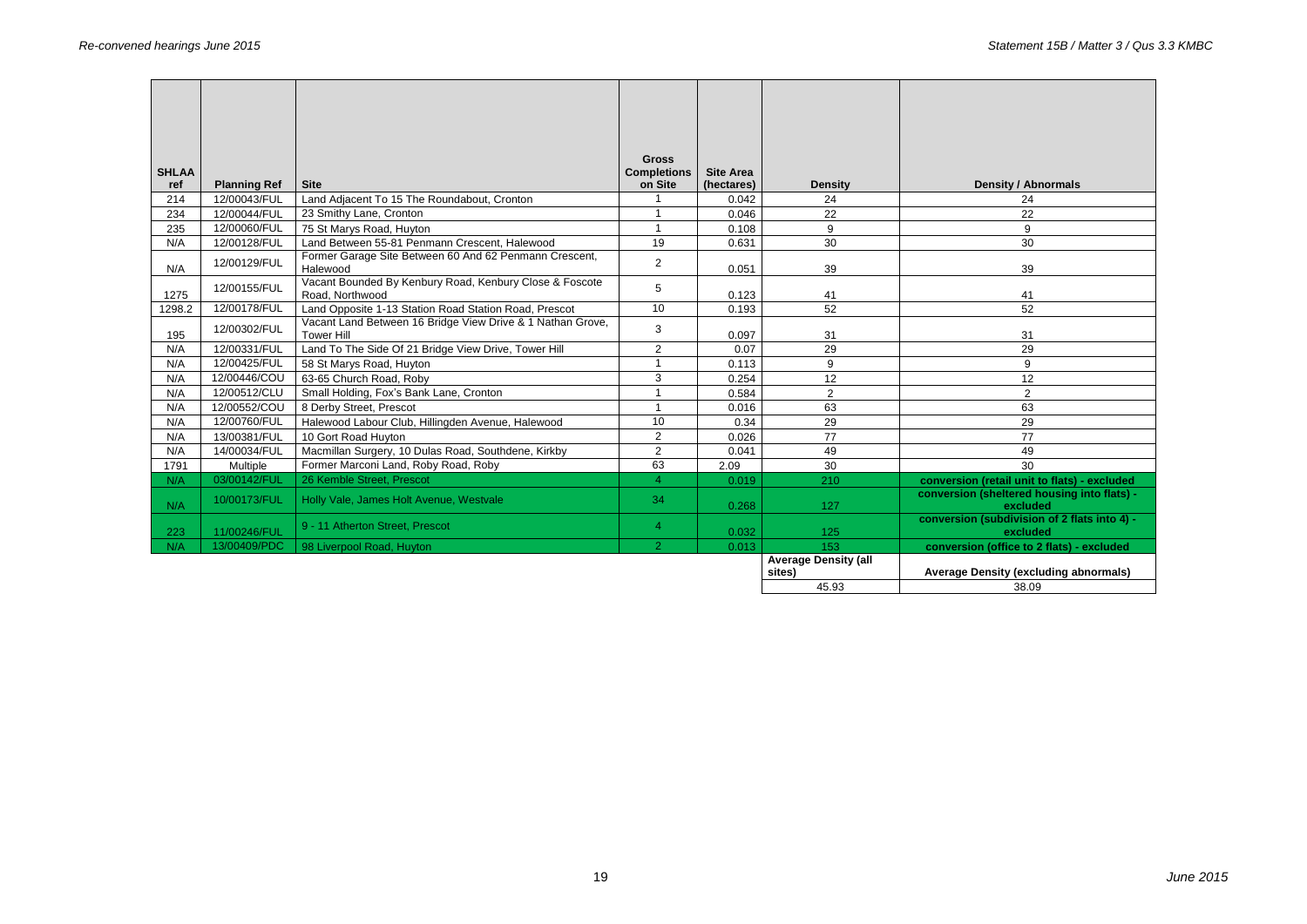| SHLAA ref | Planning Ref | Site | Gross Completions on Site | Site Area (hectares) | Density | Density / Abnormals |
|---|---|---|---|---|---|---|
| 214 | 12/00043/FUL | Land Adjacent To 15 The Roundabout, Cronton | 1 | 0.042 | 24 | 24 |
| 234 | 12/00044/FUL | 23 Smithy Lane, Cronton | 1 | 0.046 | 22 | 22 |
| 235 | 12/00060/FUL | 75 St Marys Road, Huyton | 1 | 0.108 | 9 | 9 |
| N/A | 12/00128/FUL | Land Between 55-81 Penmann Crescent, Halewood | 19 | 0.631 | 30 | 30 |
| N/A | 12/00129/FUL | Former Garage Site Between 60 And 62 Penmann Crescent, Halewood | 2 | 0.051 | 39 | 39 |
| 1275 | 12/00155/FUL | Vacant Bounded By Kenbury Road, Kenbury Close & Foscote Road, Northwood | 5 | 0.123 | 41 | 41 |
| 1298.2 | 12/00178/FUL | Land Opposite 1-13 Station Road Station Road, Prescot | 10 | 0.193 | 52 | 52 |
| 195 | 12/00302/FUL | Vacant Land Between 16 Bridge View Drive & 1 Nathan Grove, Tower Hill | 3 | 0.097 | 31 | 31 |
| N/A | 12/00331/FUL | Land To The Side Of 21 Bridge View Drive, Tower Hill | 2 | 0.07 | 29 | 29 |
| N/A | 12/00425/FUL | 58 St Marys Road, Huyton | 1 | 0.113 | 9 | 9 |
| N/A | 12/00446/COU | 63-65 Church Road, Roby | 3 | 0.254 | 12 | 12 |
| N/A | 12/00512/CLU | Small Holding, Fox's Bank Lane, Cronton | 1 | 0.584 | 2 | 2 |
| N/A | 12/00552/COU | 8 Derby Street, Prescot | 1 | 0.016 | 63 | 63 |
| N/A | 12/00760/FUL | Halewood Labour Club, Hillingden Avenue, Halewood | 10 | 0.34 | 29 | 29 |
| N/A | 13/00381/FUL | 10 Gort Road Huyton | 2 | 0.026 | 77 | 77 |
| N/A | 14/00034/FUL | Macmillan Surgery, 10 Dulas Road, Southdene, Kirkby | 2 | 0.041 | 49 | 49 |
| 1791 | Multiple | Former Marconi Land, Roby Road, Roby | 63 | 2.09 | 30 | 30 |
| N/A | 03/00142/FUL | 26 Kemble Street, Prescot | 4 | 0.019 | 210 | **conversion (retail unit to flats) - excluded** |
| N/A | 10/00173/FUL | Holly Vale, James Holt Avenue, Westvale | 34 | 0.268 | 127 | **conversion (sheltered housing into flats) - excluded** |
| 223 | 11/00246/FUL | 9 - 11 Atherton Street, Prescot | 4 | 0.032 | 125 | **conversion (subdivision of 2 flats into 4) - excluded** |
| N/A | 13/00409/PDC | 98 Liverpool Road, Huyton | 2 | 0.013 | 153 | **conversion (office to 2 flats) - excluded** |
| | | | | | **Average Density (all sites)** | **Average Density (excluding abnormals)** |
| | | | | | 45.93 | 38.09 |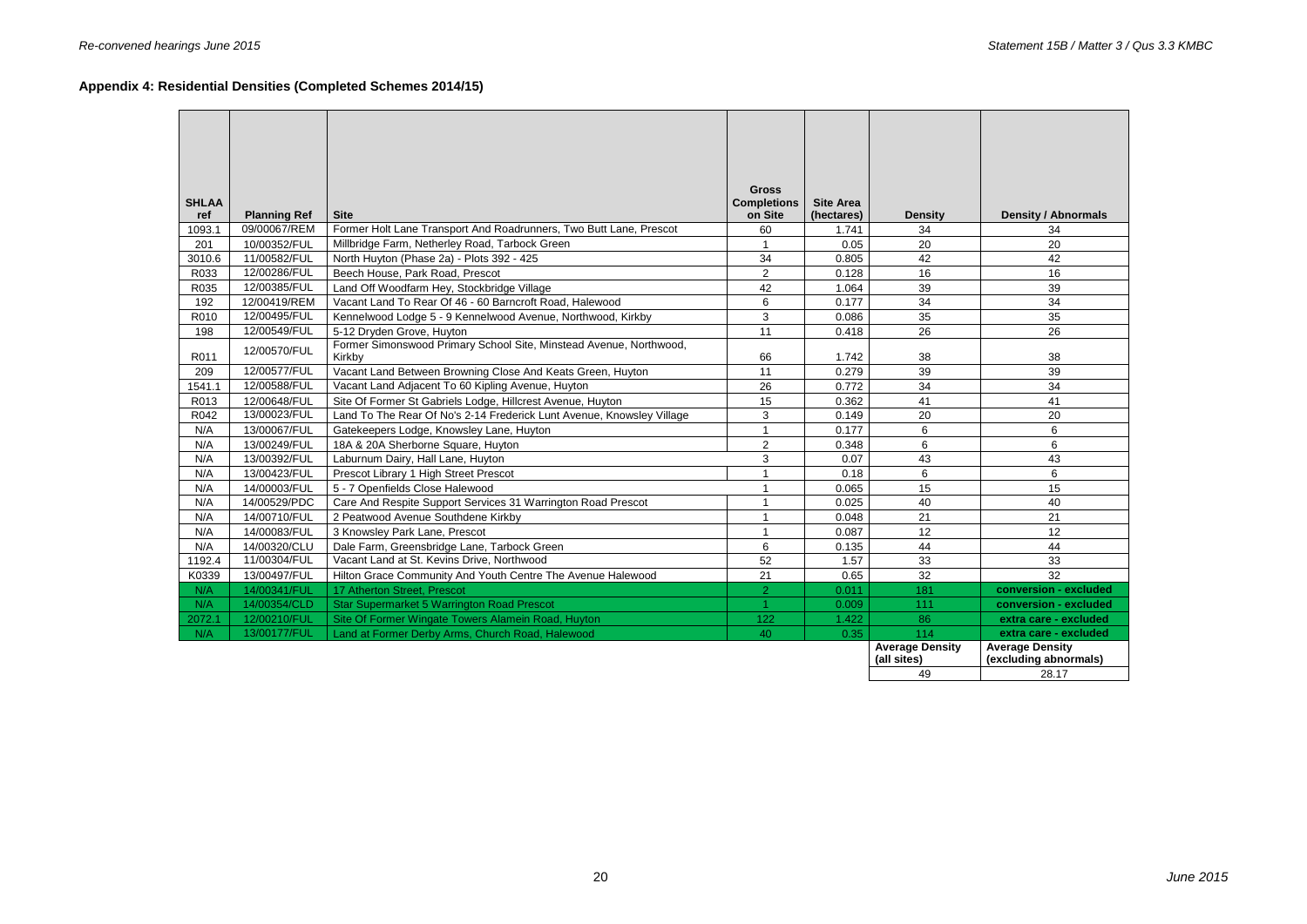## Appendix 4: Residential Densities (Completed Schemes 2014/15)

| SHLAA ref | Planning Ref | Site | Gross Completions on Site | Site Area (hectares) | Density | Density / Abnormals |
|---|---|---|---|---|---|---|
| 1093.1 | 09/00067/REM | Former Holt Lane Transport And Roadrunners, Two Butt Lane, Prescot | 60 | 1.741 | 34 | 34 |
| 201 | 10/00352/FUL | Millbridge Farm, Netherley Road, Tarbock Green | 1 | 0.05 | 20 | 20 |
| 3010.6 | 11/00582/FUL | North Huyton (Phase 2a) - Plots 392 - 425 | 34 | 0.805 | 42 | 42 |
| R033 | 12/00286/FUL | Beech House, Park Road, Prescot | 2 | 0.128 | 16 | 16 |
| R035 | 12/00385/FUL | Land Off Woodfarm Hey, Stockbridge Village | 42 | 1.064 | 39 | 39 |
| 192 | 12/00419/REM | Vacant Land To Rear Of 46 - 60 Barncroft Road, Halewood | 6 | 0.177 | 34 | 34 |
| R010 | 12/00495/FUL | Kennelwood Lodge 5 - 9 Kennelwood Avenue, Northwood, Kirkby | 3 | 0.086 | 35 | 35 |
| 198 | 12/00549/FUL | 5-12 Dryden Grove, Huyton | 11 | 0.418 | 26 | 26 |
| R011 | 12/00570/FUL | Former Simonswood Primary School Site, Minstead Avenue, Northwood, Kirkby | 66 | 1.742 | 38 | 38 |
| 209 | 12/00577/FUL | Vacant Land Between Browning Close And Keats Green, Huyton | 11 | 0.279 | 39 | 39 |
| 1541.1 | 12/00588/FUL | Vacant Land Adjacent To 60 Kipling Avenue, Huyton | 26 | 0.772 | 34 | 34 |
| R013 | 12/00648/FUL | Site Of Former St Gabriels Lodge, Hillcrest Avenue, Huyton | 15 | 0.362 | 41 | 41 |
| R042 | 13/00023/FUL | Land To The Rear Of No's 2-14 Frederick Lunt Avenue, Knowsley Village | 3 | 0.149 | 20 | 20 |
| N/A | 13/00067/FUL | Gatekeepers Lodge, Knowsley Lane, Huyton | 1 | 0.177 | 6 | 6 |
| N/A | 13/00249/FUL | 18A & 20A Sherborne Square, Huyton | 2 | 0.348 | 6 | 6 |
| N/A | 13/00392/FUL | Laburnum Dairy, Hall Lane, Huyton | 3 | 0.07 | 43 | 43 |
| N/A | 13/00423/FUL | Prescot Library 1 High Street Prescot | 1 | 0.18 | 6 | 6 |
| N/A | 14/00003/FUL | 5 - 7 Openfields Close Halewood | 1 | 0.065 | 15 | 15 |
| N/A | 14/00529/PDC | Care And Respite Support Services 31 Warrington Road Prescot | 1 | 0.025 | 40 | 40 |
| N/A | 14/00710/FUL | 2 Peatwood Avenue Southdene Kirkby | 1 | 0.048 | 21 | 21 |
| N/A | 14/00083/FUL | 3 Knowsley Park Lane, Prescot | 1 | 0.087 | 12 | 12 |
| N/A | 14/00320/CLU | Dale Farm, Greensbridge Lane, Tarbock Green | 6 | 0.135 | 44 | 44 |
| 1192.4 | 11/00304/FUL | Vacant Land at St. Kevins Drive, Northwood | 52 | 1.57 | 33 | 33 |
| K0339 | 13/00497/FUL | Hilton Grace Community And Youth Centre The Avenue Halewood | 21 | 0.65 | 32 | 32 |
| N/A | 14/00341/FUL | 17 Atherton Street, Prescot | 2 | 0.011 | 181 | **conversion - excluded** |
| N/A | 14/00354/CLD | Star Supermarket 5 Warrington Road Prescot | 1 | 0.009 | 111 | **conversion - excluded** |
| 2072.1 | 12/00210/FUL | Site Of Former Wingate Towers Alamein Road, Huyton | 122 | 1.422 | 86 | **extra care - excluded** |
| N/A | 13/00177/FUL | Land at Former Derby Arms, Church Road, Halewood | 40 | 0.35 | 114 | **extra care - excluded** |
| | | | | | **Average Density (all sites)** | **Average Density (excluding abnormals)** |
| | | | | | 49 | 28.17 |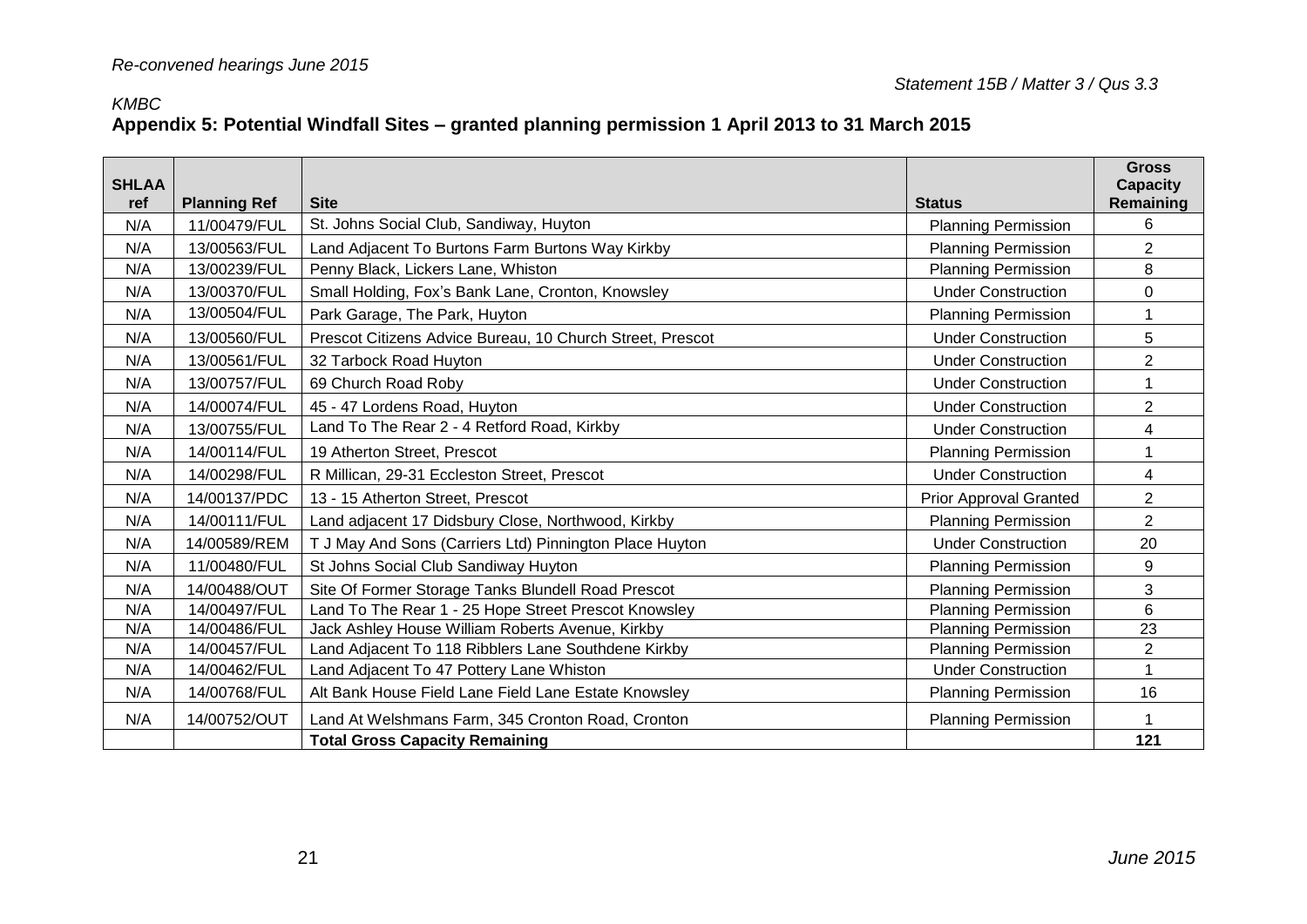*Re-convened hearings June 2015*

*Statement 15B / Matter 3 / Qus 3.3*

*KMBC*

**Appendix 5: Potential Windfall Sites – granted planning permission 1 April 2013 to 31 March 2015**

| SHLAA ref | Planning Ref | Site | Status | Gross Capacity Remaining |
|---|---|---|---|---|
| N/A | 11/00479/FUL | St. Johns Social Club, Sandiway, Huyton | Planning Permission | 6 |
| N/A | 13/00563/FUL | Land Adjacent To Burtons Farm Burtons Way Kirkby | Planning Permission | 2 |
| N/A | 13/00239/FUL | Penny Black, Lickers Lane, Whiston | Planning Permission | 8 |
| N/A | 13/00370/FUL | Small Holding, Fox's Bank Lane, Cronton, Knowsley | Under Construction | 0 |
| N/A | 13/00504/FUL | Park Garage, The Park, Huyton | Planning Permission | 1 |
| N/A | 13/00560/FUL | Prescot Citizens Advice Bureau, 10 Church Street, Prescot | Under Construction | 5 |
| N/A | 13/00561/FUL | 32 Tarbock Road Huyton | Under Construction | 2 |
| N/A | 13/00757/FUL | 69 Church Road Roby | Under Construction | 1 |
| N/A | 14/00074/FUL | 45 - 47 Lordens Road, Huyton | Under Construction | 2 |
| N/A | 13/00755/FUL | Land To The Rear 2 - 4 Retford Road, Kirkby | Under Construction | 4 |
| N/A | 14/00114/FUL | 19 Atherton Street, Prescot | Planning Permission | 1 |
| N/A | 14/00298/FUL | R Millican, 29-31 Eccleston Street, Prescot | Under Construction | 4 |
| N/A | 14/00137/PDC | 13 - 15 Atherton Street, Prescot | Prior Approval Granted | 2 |
| N/A | 14/00111/FUL | Land adjacent 17 Didsbury Close, Northwood, Kirkby | Planning Permission | 2 |
| N/A | 14/00589/REM | T J May And Sons (Carriers Ltd) Pinnington Place Huyton | Under Construction | 20 |
| N/A | 11/00480/FUL | St Johns Social Club Sandiway Huyton | Planning Permission | 9 |
| N/A | 14/00488/OUT | Site Of Former Storage Tanks Blundell Road Prescot | Planning Permission | 3 |
| N/A | 14/00497/FUL | Land To The Rear 1 - 25 Hope Street Prescot Knowsley | Planning Permission | 6 |
| N/A | 14/00486/FUL | Jack Ashley House William Roberts Avenue, Kirkby | Planning Permission | 23 |
| N/A | 14/00457/FUL | Land Adjacent To 118 Ribblers Lane Southdene Kirkby | Planning Permission | 2 |
| N/A | 14/00462/FUL | Land Adjacent To 47 Pottery Lane Whiston | Under Construction | 1 |
| N/A | 14/00768/FUL | Alt Bank House Field Lane Field Lane Estate Knowsley | Planning Permission | 16 |
| N/A | 14/00752/OUT | Land At Welshmans Farm, 345 Cronton Road, Cronton | Planning Permission | 1 |
| | | **Total Gross Capacity Remaining** | | **121** |